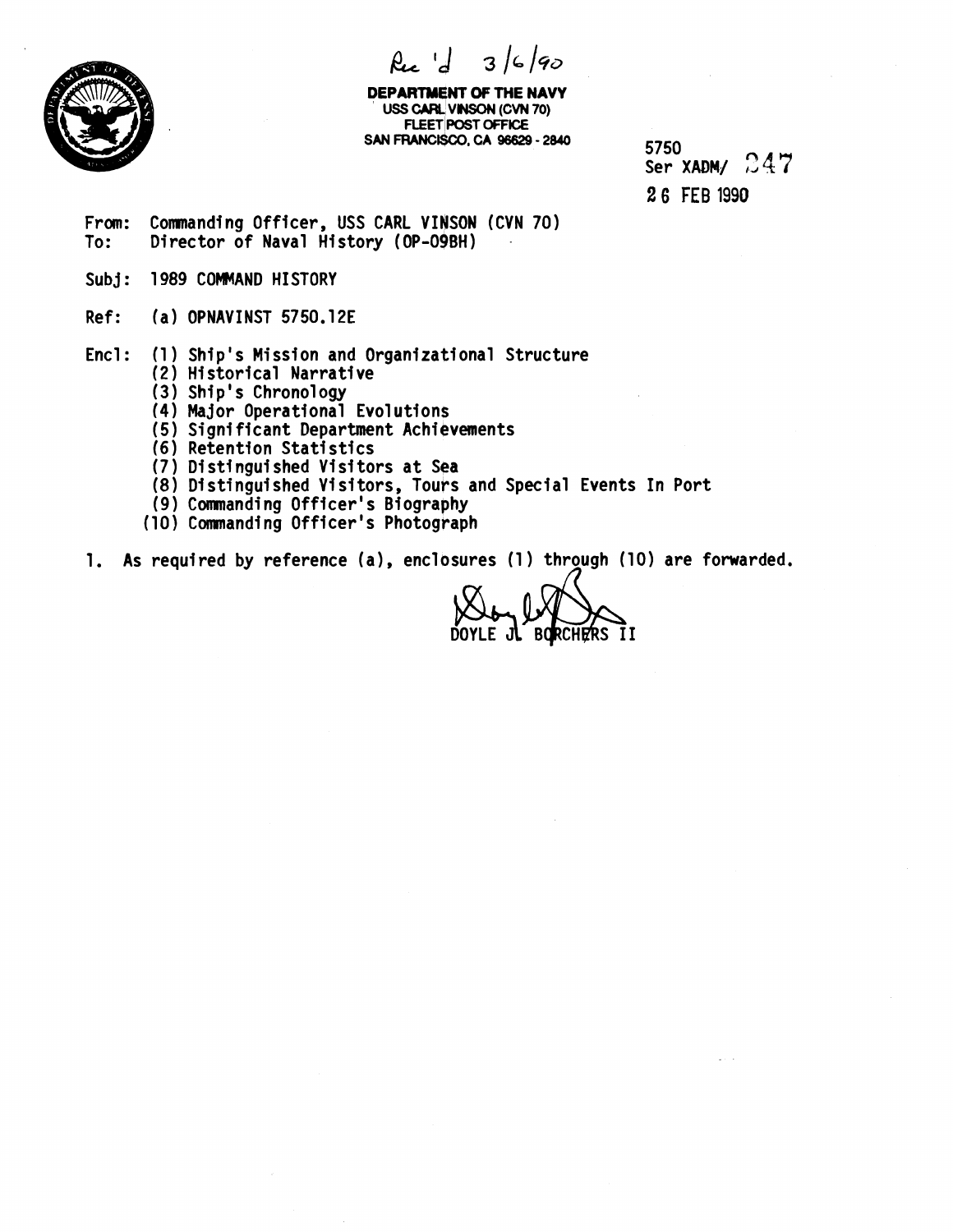Rec'd 3/6/90

**DEPARTMENT OF THE NAVY**
USS CARL VINSON (CVN 70)
FLEET POST OFFICE
SAN FRANCISCO, CA 96629 - 2840

5750
Ser XADM/ 247
26 FEB 1990

From: Commanding Officer, USS CARL VINSON (CVN 70)
To: Director of Naval History (OP-09BH)

Subj: 1989 COMMAND HISTORY

Ref: (a) OPNAVINST 5750.12E

Encl: (1) Ship's Mission and Organizational Structure
(2) Historical Narrative
(3) Ship's Chronology
(4) Major Operational Evolutions
(5) Significant Department Achievements
(6) Retention Statistics
(7) Distinguished Visitors at Sea
(8) Distinguished Visitors, Tours and Special Events In Port
(9) Commanding Officer's Biography
(10) Commanding Officer's Photograph

1. As required by reference (a), enclosures (1) through (10) are forwarded.

DOYLE J. BORCHERS II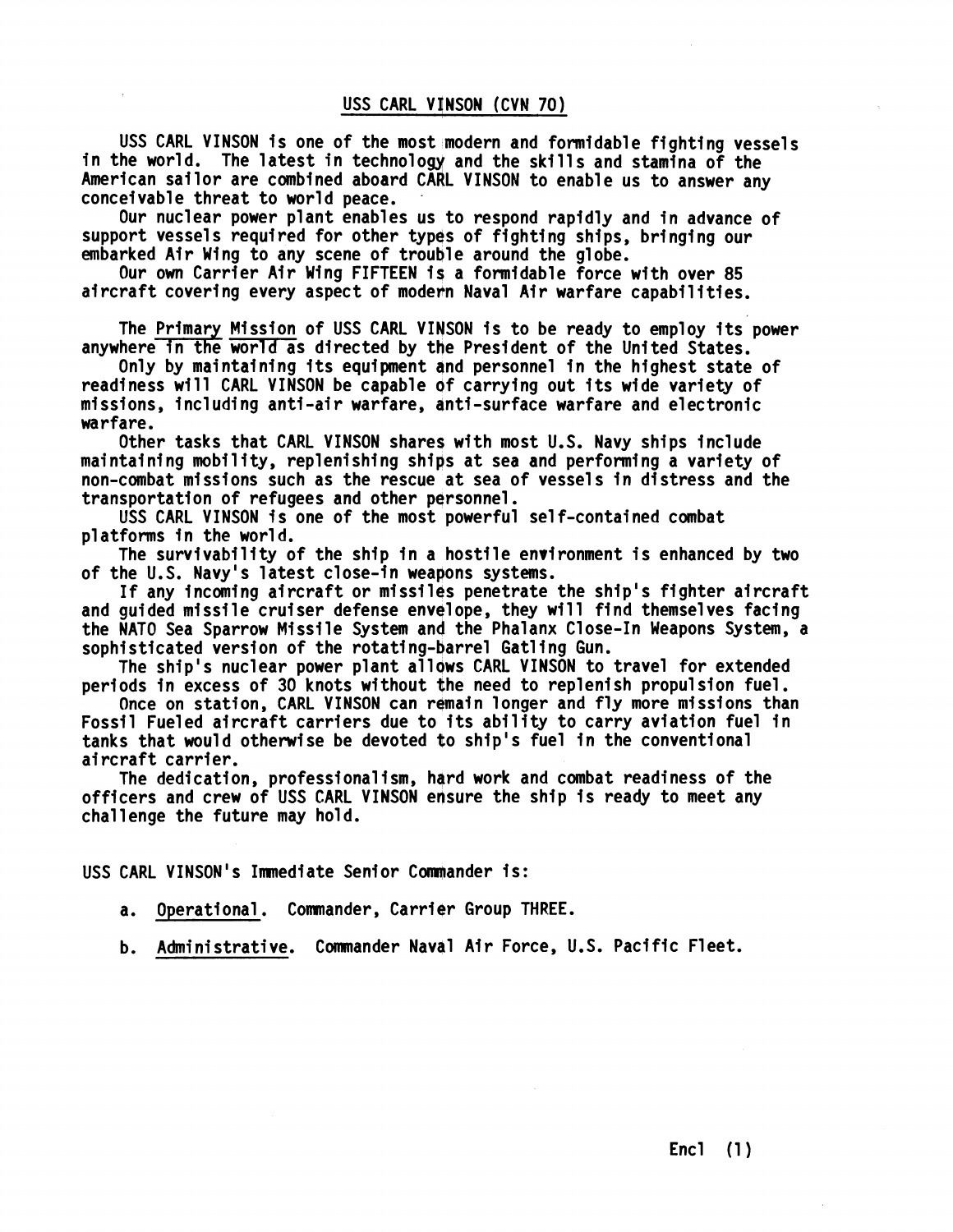## USS CARL VINSON (CVN 70)

USS CARL VINSON is one of the most modern and formidable fighting vessels in the world. The latest in technology and the skills and stamina of the American sailor are combined aboard CARL VINSON to enable us to answer any conceivable threat to world peace.

Our nuclear power plant enables us to respond rapidly and in advance of support vessels required for other types of fighting ships, bringing our embarked Air Wing to any scene of trouble around the globe.

Our own Carrier Air Wing FIFTEEN is a formidable force with over 85 aircraft covering every aspect of modern Naval Air warfare capabilities.

The Primary Mission of USS CARL VINSON is to be ready to employ its power anywhere in the world as directed by the President of the United States.

Only by maintaining its equipment and personnel in the highest state of readiness will CARL VINSON be capable of carrying out its wide variety of missions, including anti-air warfare, anti-surface warfare and electronic warfare.

Other tasks that CARL VINSON shares with most U.S. Navy ships include maintaining mobility, replenishing ships at sea and performing a variety of non-combat missions such as the rescue at sea of vessels in distress and the transportation of refugees and other personnel.

USS CARL VINSON is one of the most powerful self-contained combat platforms in the world.

The survivability of the ship in a hostile environment is enhanced by two of the U.S. Navy's latest close-in weapons systems.

If any incoming aircraft or missiles penetrate the ship's fighter aircraft and guided missile cruiser defense envelope, they will find themselves facing the NATO Sea Sparrow Missile System and the Phalanx Close-In Weapons System, a sophisticated version of the rotating-barrel Gatling Gun.

The ship's nuclear power plant allows CARL VINSON to travel for extended periods in excess of 30 knots without the need to replenish propulsion fuel.

Once on station, CARL VINSON can remain longer and fly more missions than Fossil Fueled aircraft carriers due to its ability to carry aviation fuel in tanks that would otherwise be devoted to ship's fuel in the conventional aircraft carrier.

The dedication, professionalism, hard work and combat readiness of the officers and crew of USS CARL VINSON ensure the ship is ready to meet any challenge the future may hold.

USS CARL VINSON's Immediate Senior Commander is:

a. Operational. Commander, Carrier Group THREE.

b. Administrative. Commander Naval Air Force, U.S. Pacific Fleet.

Encl (1)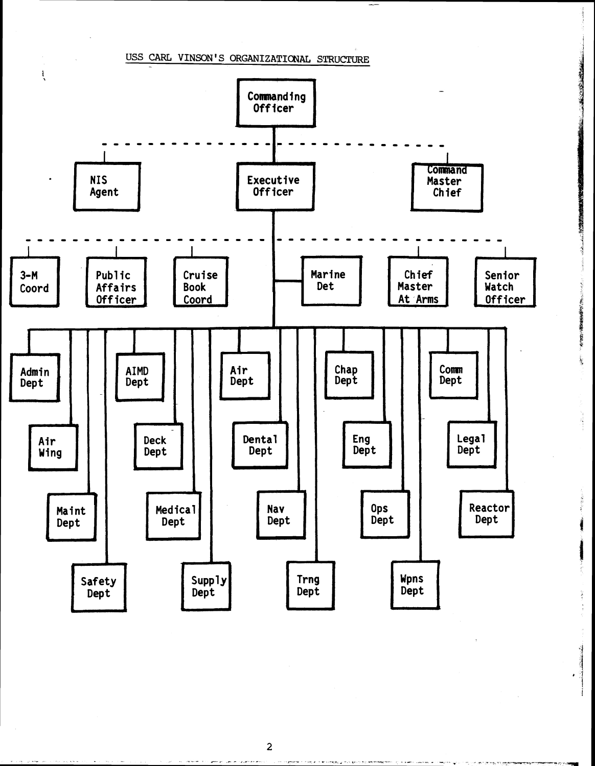USS CARL VINSON'S ORGANIZATIONAL STRUCTURE

- Commanding Officer
  - NIS Agent
  - Command Master Chief
  - Executive Officer
    - 3-M Coord
    - Public Affairs Officer
    - Cruise Book Coord
    - Marine Det
    - Chief Master At Arms
    - Senior Watch Officer
    - Admin Dept
    - Air Wing
    - Maint Dept
    - Safety Dept
    - AIMD Dept
    - Deck Dept
    - Medical Dept
    - Supply Dept
    - Air Dept
    - Dental Dept
    - Nav Dept
    - Trng Dept
    - Chap Dept
    - Eng Dept
    - Ops Dept
    - Wpns Dept
    - Comm Dept
    - Legal Dept
    - Reactor Dept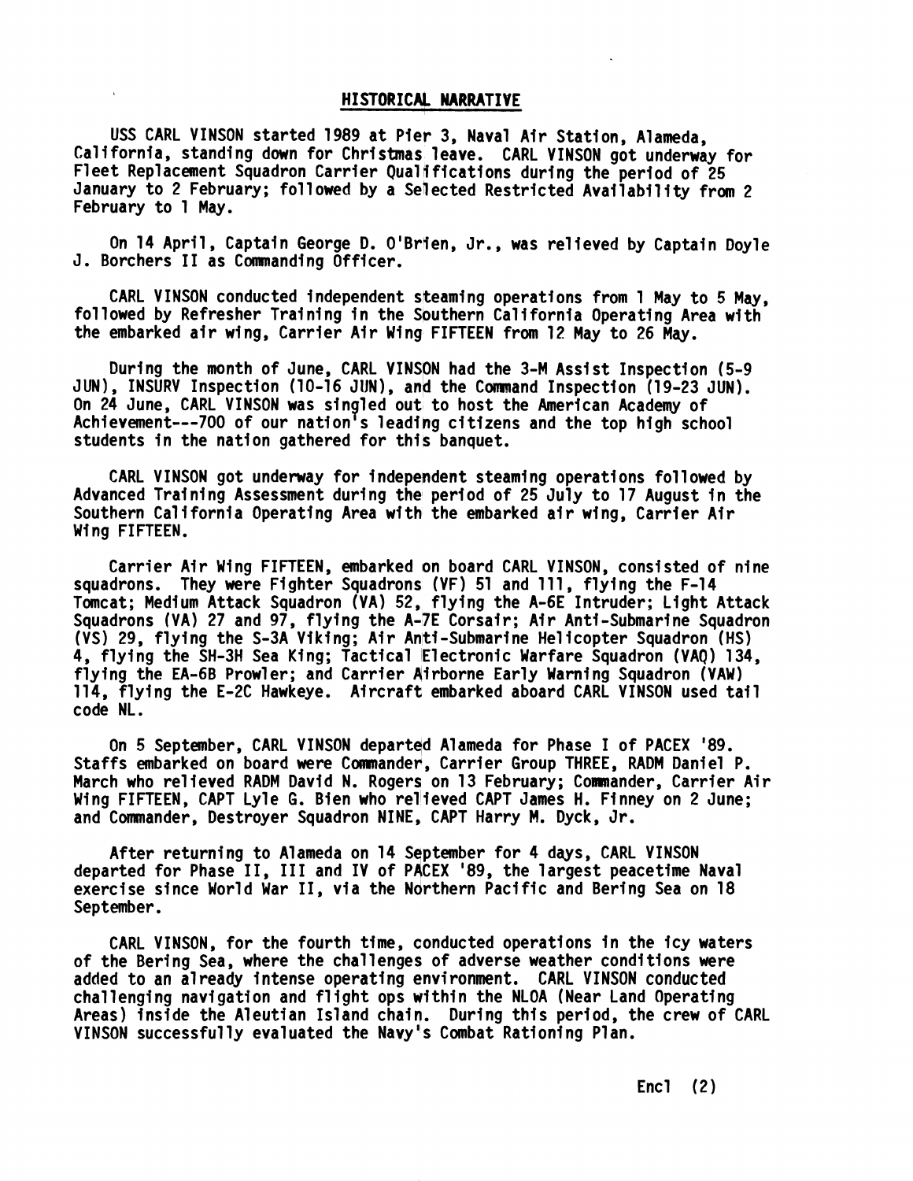## HISTORICAL NARRATIVE

USS CARL VINSON started 1989 at Pier 3, Naval Air Station, Alameda, California, standing down for Christmas leave. CARL VINSON got underway for Fleet Replacement Squadron Carrier Qualifications during the period of 25 January to 2 February; followed by a Selected Restricted Availability from 2 February to 1 May.

On 14 April, Captain George D. O'Brien, Jr., was relieved by Captain Doyle J. Borchers II as Commanding Officer.

CARL VINSON conducted independent steaming operations from 1 May to 5 May, followed by Refresher Training in the Southern California Operating Area with the embarked air wing, Carrier Air Wing FIFTEEN from 12 May to 26 May.

During the month of June, CARL VINSON had the 3-M Assist Inspection (5-9 JUN), INSURV Inspection (10-16 JUN), and the Command Inspection (19-23 JUN). On 24 June, CARL VINSON was singled out to host the American Academy of Achievement---700 of our nation's leading citizens and the top high school students in the nation gathered for this banquet.

CARL VINSON got underway for independent steaming operations followed by Advanced Training Assessment during the period of 25 July to 17 August in the Southern California Operating Area with the embarked air wing, Carrier Air Wing FIFTEEN.

Carrier Air Wing FIFTEEN, embarked on board CARL VINSON, consisted of nine squadrons. They were Fighter Squadrons (VF) 51 and 111, flying the F-14 Tomcat; Medium Attack Squadron (VA) 52, flying the A-6E Intruder; Light Attack Squadrons (VA) 27 and 97, flying the A-7E Corsair; Air Anti-Submarine Squadron (VS) 29, flying the S-3A Viking; Air Anti-Submarine Helicopter Squadron (HS) 4, flying the SH-3H Sea King; Tactical Electronic Warfare Squadron (VAQ) 134, flying the EA-6B Prowler; and Carrier Airborne Early Warning Squadron (VAW) 114, flying the E-2C Hawkeye. Aircraft embarked aboard CARL VINSON used tail code NL.

On 5 September, CARL VINSON departed Alameda for Phase I of PACEX '89. Staffs embarked on board were Commander, Carrier Group THREE, RADM Daniel P. March who relieved RADM David N. Rogers on 13 February; Commander, Carrier Air Wing FIFTEEN, CAPT Lyle G. Bien who relieved CAPT James H. Finney on 2 June; and Commander, Destroyer Squadron NINE, CAPT Harry M. Dyck, Jr.

After returning to Alameda on 14 September for 4 days, CARL VINSON departed for Phase II, III and IV of PACEX '89, the largest peacetime Naval exercise since World War II, via the Northern Pacific and Bering Sea on 18 September.

CARL VINSON, for the fourth time, conducted operations in the icy waters of the Bering Sea, where the challenges of adverse weather conditions were added to an already intense operating environment. CARL VINSON conducted challenging navigation and flight ops within the NLOA (Near Land Operating Areas) inside the Aleutian Island chain. During this period, the crew of CARL VINSON successfully evaluated the Navy's Combat Rationing Plan.

Encl (2)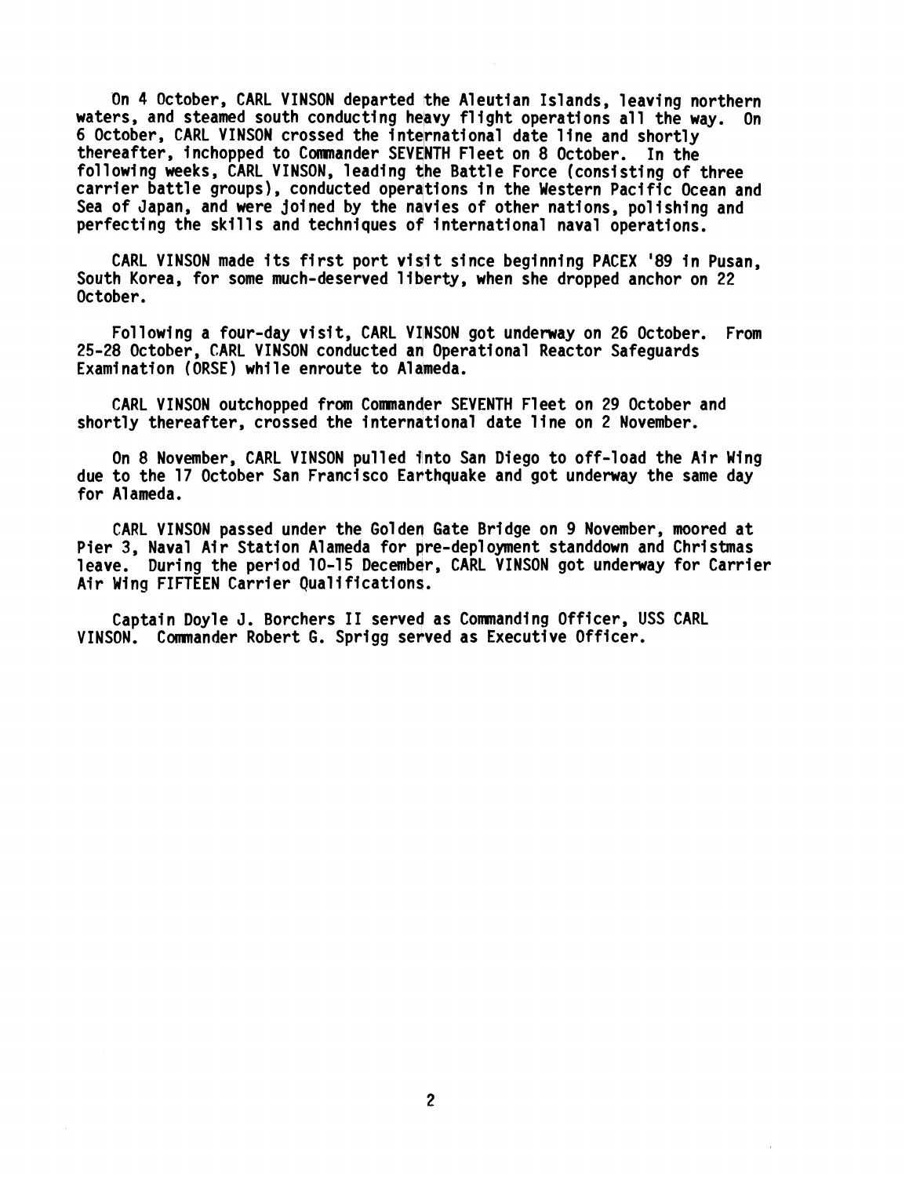On 4 October, CARL VINSON departed the Aleutian Islands, leaving northern waters, and steamed south conducting heavy flight operations all the way. On 6 October, CARL VINSON crossed the international date line and shortly thereafter, inchopped to Commander SEVENTH Fleet on 8 October. In the following weeks, CARL VINSON, leading the Battle Force (consisting of three carrier battle groups), conducted operations in the Western Pacific Ocean and Sea of Japan, and were joined by the navies of other nations, polishing and perfecting the skills and techniques of international naval operations.

CARL VINSON made its first port visit since beginning PACEX '89 in Pusan, South Korea, for some much-deserved liberty, when she dropped anchor on 22 October.

Following a four-day visit, CARL VINSON got underway on 26 October. From 25-28 October, CARL VINSON conducted an Operational Reactor Safeguards Examination (ORSE) while enroute to Alameda.

CARL VINSON outchopped from Commander SEVENTH Fleet on 29 October and shortly thereafter, crossed the international date line on 2 November.

On 8 November, CARL VINSON pulled into San Diego to off-load the Air Wing due to the 17 October San Francisco Earthquake and got underway the same day for Alameda.

CARL VINSON passed under the Golden Gate Bridge on 9 November, moored at Pier 3, Naval Air Station Alameda for pre-deployment standdown and Christmas leave. During the period 10-15 December, CARL VINSON got underway for Carrier Air Wing FIFTEEN Carrier Qualifications.

Captain Doyle J. Borchers II served as Commanding Officer, USS CARL VINSON. Commander Robert G. Sprigg served as Executive Officer.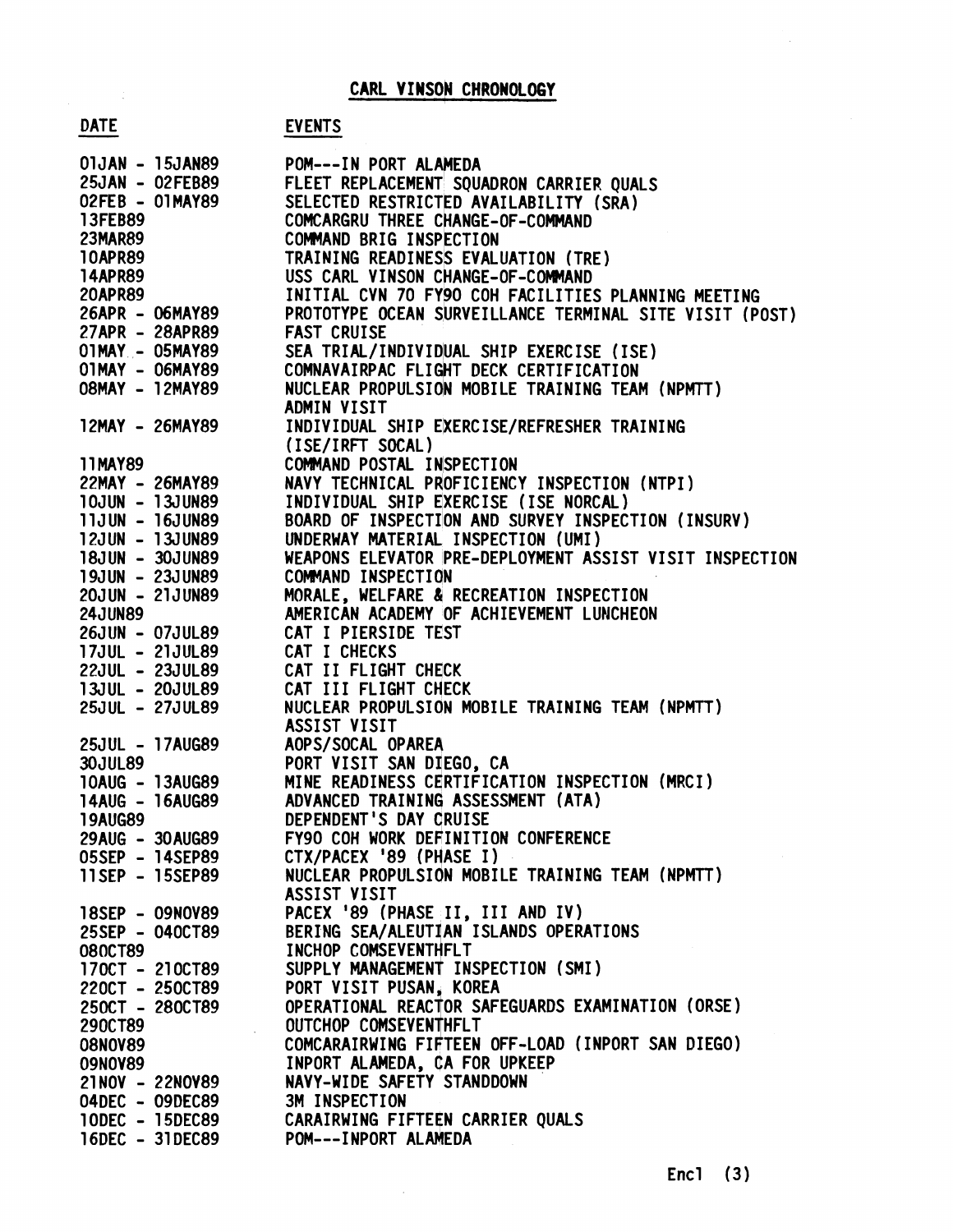# CARL VINSON CHRONOLOGY

| DATE | EVENTS |
|---|---|
| 01JAN - 15JAN89 | POM---IN PORT ALAMEDA |
| 25JAN - 02FEB89 | FLEET REPLACEMENT SQUADRON CARRIER QUALS |
| 02FEB - 01MAY89 | SELECTED RESTRICTED AVAILABILITY (SRA) |
| 13FEB89 | COMCARGRU THREE CHANGE-OF-COMMAND |
| 23MAR89 | COMMAND BRIG INSPECTION |
| 10APR89 | TRAINING READINESS EVALUATION (TRE) |
| 14APR89 | USS CARL VINSON CHANGE-OF-COMMAND |
| 20APR89 | INITIAL CVN 70 FY90 COH FACILITIES PLANNING MEETING |
| 26APR - 06MAY89 | PROTOTYPE OCEAN SURVEILLANCE TERMINAL SITE VISIT (POST) |
| 27APR - 28APR89 | FAST CRUISE |
| 01MAY - 05MAY89 | SEA TRIAL/INDIVIDUAL SHIP EXERCISE (ISE) |
| 01MAY - 06MAY89 | COMNAVAIRPAC FLIGHT DECK CERTIFICATION |
| 08MAY - 12MAY89 | NUCLEAR PROPULSION MOBILE TRAINING TEAM (NPMTT) ADMIN VISIT |
| 12MAY - 26MAY89 | INDIVIDUAL SHIP EXERCISE/REFRESHER TRAINING (ISE/IRFT SOCAL) |
| 11MAY89 | COMMAND POSTAL INSPECTION |
| 22MAY - 26MAY89 | NAVY TECHNICAL PROFICIENCY INSPECTION (NTPI) |
| 10JUN - 13JUN89 | INDIVIDUAL SHIP EXERCISE (ISE NORCAL) |
| 11JUN - 16JUN89 | BOARD OF INSPECTION AND SURVEY INSPECTION (INSURV) |
| 12JUN - 13JUN89 | UNDERWAY MATERIAL INSPECTION (UMI) |
| 18JUN - 30JUN89 | WEAPONS ELEVATOR PRE-DEPLOYMENT ASSIST VISIT INSPECTION |
| 19JUN - 23JUN89 | COMMAND INSPECTION |
| 20JUN - 21JUN89 | MORALE, WELFARE & RECREATION INSPECTION |
| 24JUN89 | AMERICAN ACADEMY OF ACHIEVEMENT LUNCHEON |
| 26JUN - 07JUL89 | CAT I PIERSIDE TEST |
| 17JUL - 21JUL89 | CAT I CHECKS |
| 22JUL - 23JUL89 | CAT II FLIGHT CHECK |
| 13JUL - 20JUL89 | CAT III FLIGHT CHECK |
| 25JUL - 27JUL89 | NUCLEAR PROPULSION MOBILE TRAINING TEAM (NPMTT) ASSIST VISIT |
| 25JUL - 17AUG89 | AOPS/SOCAL OPAREA |
| 30JUL89 | PORT VISIT SAN DIEGO, CA |
| 10AUG - 13AUG89 | MINE READINESS CERTIFICATION INSPECTION (MRCI) |
| 14AUG - 16AUG89 | ADVANCED TRAINING ASSESSMENT (ATA) |
| 19AUG89 | DEPENDENT'S DAY CRUISE |
| 29AUG - 30AUG89 | FY90 COH WORK DEFINITION CONFERENCE |
| 05SEP - 14SEP89 | CTX/PACEX '89 (PHASE I) |
| 11SEP - 15SEP89 | NUCLEAR PROPULSION MOBILE TRAINING TEAM (NPMTT) ASSIST VISIT |
| 18SEP - 09NOV89 | PACEX '89 (PHASE II, III AND IV) |
| 25SEP - 04OCT89 | BERING SEA/ALEUTIAN ISLANDS OPERATIONS |
| 08OCT89 | INCHOP COMSEVENTHFLT |
| 17OCT - 21OCT89 | SUPPLY MANAGEMENT INSPECTION (SMI) |
| 22OCT - 25OCT89 | PORT VISIT PUSAN, KOREA |
| 25OCT - 28OCT89 | OPERATIONAL REACTOR SAFEGUARDS EXAMINATION (ORSE) |
| 29OCT89 | OUTCHOP COMSEVENTHFLT |
| 08NOV89 | COMCARAIRWING FIFTEEN OFF-LOAD (INPORT SAN DIEGO) |
| 09NOV89 | INPORT ALAMEDA, CA FOR UPKEEP |
| 21NOV - 22NOV89 | NAVY-WIDE SAFETY STANDDOWN |
| 04DEC - 09DEC89 | 3M INSPECTION |
| 10DEC - 15DEC89 | CARAIRWING FIFTEEN CARRIER QUALS |
| 16DEC - 31DEC89 | POM---INPORT ALAMEDA |

Encl (3)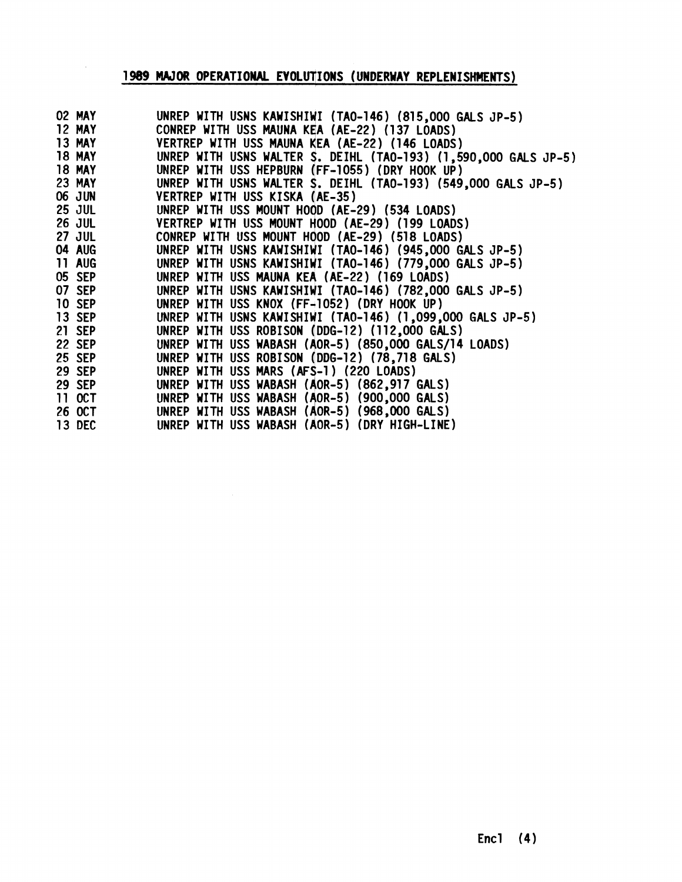## 1989 MAJOR OPERATIONAL EVOLUTIONS (UNDERWAY REPLENISHMENTS)

| | |
|---|---|
| 02 MAY | UNREP WITH USNS KAWISHIWI (TAO-146) (815,000 GALS JP-5) |
| 12 MAY | CONREP WITH USS MAUNA KEA (AE-22) (137 LOADS) |
| 13 MAY | VERTREP WITH USS MAUNA KEA (AE-22) (146 LOADS) |
| 18 MAY | UNREP WITH USNS WALTER S. DEIHL (TAO-193) (1,590,000 GALS JP-5) |
| 18 MAY | UNREP WITH USS HEPBURN (FF-1055) (DRY HOOK UP) |
| 23 MAY | UNREP WITH USNS WALTER S. DEIHL (TAO-193) (549,000 GALS JP-5) |
| 06 JUN | VERTREP WITH USS KISKA (AE-35) |
| 25 JUL | UNREP WITH USS MOUNT HOOD (AE-29) (534 LOADS) |
| 26 JUL | VERTREP WITH USS MOUNT HOOD (AE-29) (199 LOADS) |
| 27 JUL | CONREP WITH USS MOUNT HOOD (AE-29) (518 LOADS) |
| 04 AUG | UNREP WITH USNS KAWISHIWI (TAO-146) (945,000 GALS JP-5) |
| 11 AUG | UNREP WITH USNS KAWISHIWI (TAO-146) (779,000 GALS JP-5) |
| 05 SEP | UNREP WITH USS MAUNA KEA (AE-22) (169 LOADS) |
| 07 SEP | UNREP WITH USNS KAWISHIWI (TAO-146) (782,000 GALS JP-5) |
| 10 SEP | UNREP WITH USS KNOX (FF-1052) (DRY HOOK UP) |
| 13 SEP | UNREP WITH USNS KAWISHIWI (TAO-146) (1,099,000 GALS JP-5) |
| 21 SEP | UNREP WITH USS ROBISON (DDG-12) (112,000 GALS) |
| 22 SEP | UNREP WITH USS WABASH (AOR-5) (850,000 GALS/14 LOADS) |
| 25 SEP | UNREP WITH USS ROBISON (DDG-12) (78,718 GALS) |
| 29 SEP | UNREP WITH USS MARS (AFS-1) (220 LOADS) |
| 29 SEP | UNREP WITH USS WABASH (AOR-5) (862,917 GALS) |
| 11 OCT | UNREP WITH USS WABASH (AOR-5) (900,000 GALS) |
| 26 OCT | UNREP WITH USS WABASH (AOR-5) (968,000 GALS) |
| 13 DEC | UNREP WITH USS WABASH (AOR-5) (DRY HIGH-LINE) |

Encl (4)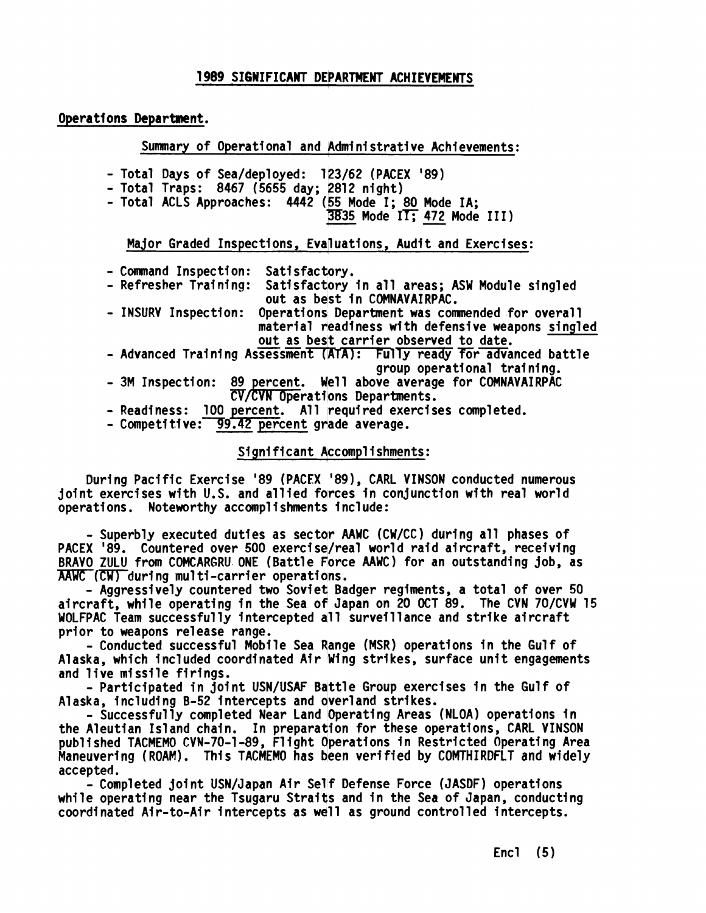## 1989 SIGNIFICANT DEPARTMENT ACHIEVEMENTS

### Operations Department.

#### Summary of Operational and Administrative Achievements:

- Total Days of Sea/deployed: 123/62 (PACEX '89)
- Total Traps: 8467 (5655 day; 2812 night)
- Total ACLS Approaches: 4442 (55 Mode I; 80 Mode IA; 3835 Mode II; 472 Mode III)

#### Major Graded Inspections, Evaluations, Audit and Exercises:

- Command Inspection: Satisfactory.
- Refresher Training: Satisfactory in all areas; ASW Module singled out as best in COMNAVAIRPAC.
- INSURV Inspection: Operations Department was commended for overall material readiness with defensive weapons singled out as best carrier observed to date.
- Advanced Training Assessment (ATA): Fully ready for advanced battle group operational training.
- 3M Inspection: 89 percent. Well above average for COMNAVAIRPAC CV/CVN Operations Departments.
- Readiness: 100 percent. All required exercises completed.
- Competitive: 99.42 percent grade average.

#### Significant Accomplishments:

During Pacific Exercise '89 (PACEX '89), CARL VINSON conducted numerous joint exercises with U.S. and allied forces in conjunction with real world operations. Noteworthy accomplishments include:

- Superbly executed duties as sector AAWC (CW/CC) during all phases of PACEX '89. Countered over 500 exercise/real world raid aircraft, receiving BRAVO ZULU from COMCARGRU ONE (Battle Force AAWC) for an outstanding job, as AAWC (CW) during multi-carrier operations.
- Aggressively countered two Soviet Badger regiments, a total of over 50 aircraft, while operating in the Sea of Japan on 20 OCT 89. The CVN 70/CVW 15 WOLFPAC Team successfully intercepted all surveillance and strike aircraft prior to weapons release range.
- Conducted successful Mobile Sea Range (MSR) operations in the Gulf of Alaska, which included coordinated Air Wing strikes, surface unit engagements and live missile firings.
- Participated in joint USN/USAF Battle Group exercises in the Gulf of Alaska, including B-52 intercepts and overland strikes.
- Successfully completed Near Land Operating Areas (NLOA) operations in the Aleutian Island chain. In preparation for these operations, CARL VINSON published TACMEMO CVN-70-1-89, Flight Operations in Restricted Operating Area Maneuvering (ROAM). This TACMEMO has been verified by COMTHIRDFLT and widely accepted.
- Completed joint USN/Japan Air Self Defense Force (JASDF) operations while operating near the Tsugaru Straits and in the Sea of Japan, conducting coordinated Air-to-Air intercepts as well as ground controlled intercepts.

Encl (5)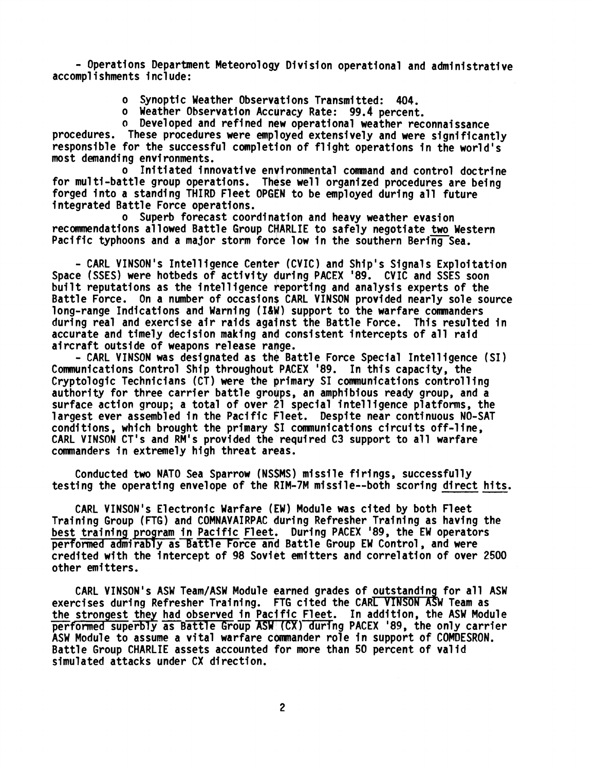- Operations Department Meteorology Division operational and administrative accomplishments include:

  - o Synoptic Weather Observations Transmitted: 404.
  - o Weather Observation Accuracy Rate: 99.4 percent.
  - o Developed and refined new operational weather reconnaissance procedures. These procedures were employed extensively and were significantly responsible for the successful completion of flight operations in the world's most demanding environments.
  - o Initiated innovative environmental command and control doctrine for multi-battle group operations. These well organized procedures are being forged into a standing THIRD Fleet OPGEN to be employed during all future integrated Battle Force operations.
  - o Superb forecast coordination and heavy weather evasion recommendations allowed Battle Group CHARLIE to safely negotiate <u>two</u> Western Pacific typhoons and a major storm force low in the southern <u>Bering</u> Sea.

- CARL VINSON's Intelligence Center (CVIC) and Ship's Signals Exploitation Space (SSES) were hotbeds of activity during PACEX '89. CVIC and SSES soon built reputations as the intelligence reporting and analysis experts of the Battle Force. On a number of occasions CARL VINSON provided nearly sole source long-range Indications and Warning (I&W) support to the warfare commanders during real and exercise air raids against the Battle Force. This resulted in accurate and timely decision making and consistent intercepts of all raid aircraft outside of weapons release range.

- CARL VINSON was designated as the Battle Force Special Intelligence (SI) Communications Control Ship throughout PACEX '89. In this capacity, the Cryptologic Technicians (CT) were the primary SI communications controlling authority for three carrier battle groups, an amphibious ready group, and a surface action group; a total of over 21 special intelligence platforms, the largest ever assembled in the Pacific Fleet. Despite near continuous NO-SAT conditions, which brought the primary SI communications circuits off-line, CARL VINSON CT's and RM's provided the required C3 support to all warfare commanders in extremely high threat areas.

Conducted two NATO Sea Sparrow (NSSMS) missile firings, successfully testing the operating envelope of the RIM-7M missile--both scoring <u>direct hits</u>.

CARL VINSON's Electronic Warfare (EW) Module was cited by both Fleet Training Group (FTG) and COMNAVAIRPAC during Refresher Training as having the <u>best training program in Pacific Fleet</u>. During PACEX '89, the EW operators <u>performed admirably as Battle Force and</u> Battle Group EW Control, and were credited with the intercept of 98 Soviet emitters and correlation of over 2500 other emitters.

CARL VINSON's ASW Team/ASW Module earned grades of <u>outstanding</u> for all ASW exercises during Refresher Training. FTG cited the <u>CARL VINSON ASW</u> Team as <u>the strongest they had observed in Pacific Fleet</u>. In addition, the ASW Module <u>performed superbly as Battle Group ASW (CX) during</u> PACEX '89, the only carrier ASW Module to assume a vital warfare commander role in support of COMDESRON. Battle Group CHARLIE assets accounted for more than 50 percent of valid simulated attacks under CX direction.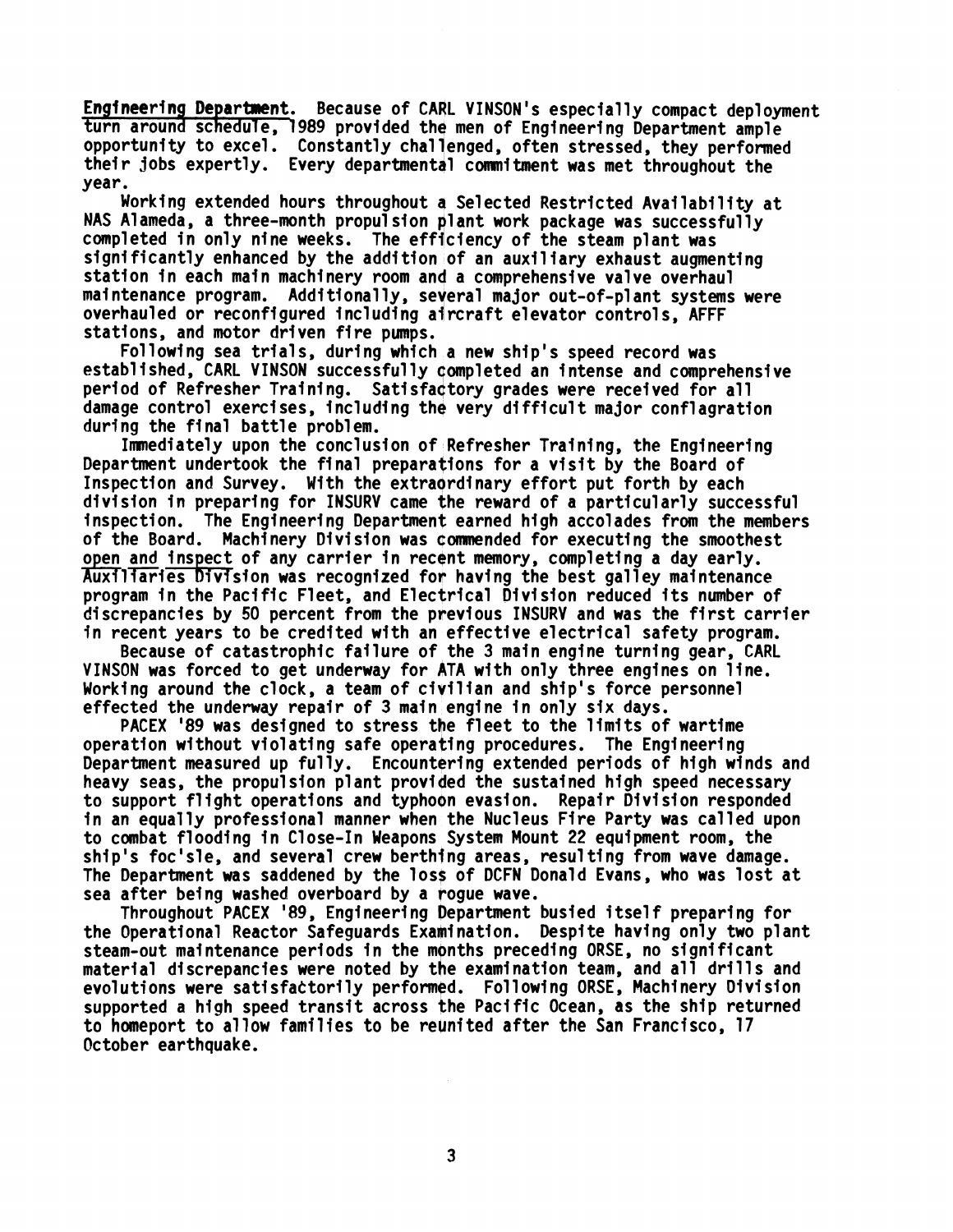**Engineering Department**. Because of CARL VINSON's especially compact deployment turn around schedule, 1989 provided the men of Engineering Department ample opportunity to excel. Constantly challenged, often stressed, they performed their jobs expertly. Every departmental commitment was met throughout the year.

Working extended hours throughout a Selected Restricted Availability at NAS Alameda, a three-month propulsion plant work package was successfully completed in only nine weeks. The efficiency of the steam plant was significantly enhanced by the addition of an auxiliary exhaust augmenting station in each main machinery room and a comprehensive valve overhaul maintenance program. Additionally, several major out-of-plant systems were overhauled or reconfigured including aircraft elevator controls, AFFF stations, and motor driven fire pumps.

Following sea trials, during which a new ship's speed record was established, CARL VINSON successfully completed an intense and comprehensive period of Refresher Training. Satisfactory grades were received for all damage control exercises, including the very difficult major conflagration during the final battle problem.

Immediately upon the conclusion of Refresher Training, the Engineering Department undertook the final preparations for a visit by the Board of Inspection and Survey. With the extraordinary effort put forth by each division in preparing for INSURV came the reward of a particularly successful inspection. The Engineering Department earned high accolades from the members of the Board. Machinery Division was commended for executing the smoothest open and inspect of any carrier in recent memory, completing a day early. Auxiliaries Division was recognized for having the best galley maintenance program in the Pacific Fleet, and Electrical Division reduced its number of discrepancies by 50 percent from the previous INSURV and was the first carrier in recent years to be credited with an effective electrical safety program.

Because of catastrophic failure of the 3 main engine turning gear, CARL VINSON was forced to get underway for ATA with only three engines on line. Working around the clock, a team of civilian and ship's force personnel effected the underway repair of 3 main engine in only six days.

PACEX '89 was designed to stress the fleet to the limits of wartime operation without violating safe operating procedures. The Engineering Department measured up fully. Encountering extended periods of high winds and heavy seas, the propulsion plant provided the sustained high speed necessary to support flight operations and typhoon evasion. Repair Division responded in an equally professional manner when the Nucleus Fire Party was called upon to combat flooding in Close-In Weapons System Mount 22 equipment room, the ship's foc'sle, and several crew berthing areas, resulting from wave damage. The Department was saddened by the loss of DCFN Donald Evans, who was lost at sea after being washed overboard by a rogue wave.

Throughout PACEX '89, Engineering Department busied itself preparing for the Operational Reactor Safeguards Examination. Despite having only two plant steam-out maintenance periods in the months preceding ORSE, no significant material discrepancies were noted by the examination team, and all drills and evolutions were satisfactorily performed. Following ORSE, Machinery Division supported a high speed transit across the Pacific Ocean, as the ship returned to homeport to allow families to be reunited after the San Francisco, 17 October earthquake.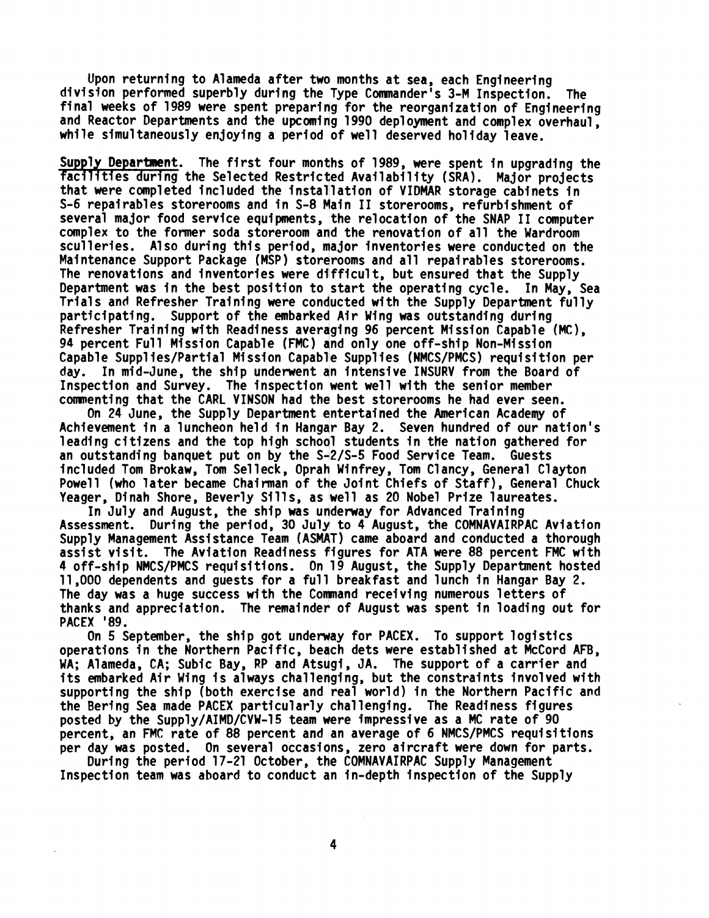Upon returning to Alameda after two months at sea, each Engineering division performed superbly during the Type Commander's 3-M Inspection. The final weeks of 1989 were spent preparing for the reorganization of Engineering and Reactor Departments and the upcoming 1990 deployment and complex overhaul, while simultaneously enjoying a period of well deserved holiday leave.

**Supply Department**. The first four months of 1989, were spent in upgrading the facilities during the Selected Restricted Availability (SRA). Major projects that were completed included the installation of VIDMAR storage cabinets in S-6 repairables storerooms and in S-8 Main II storerooms, refurbishment of several major food service equipments, the relocation of the SNAP II computer complex to the former soda storeroom and the renovation of all the Wardroom sculleries. Also during this period, major inventories were conducted on the Maintenance Support Package (MSP) storerooms and all repairables storerooms. The renovations and inventories were difficult, but ensured that the Supply Department was in the best position to start the operating cycle. In May, Sea Trials and Refresher Training were conducted with the Supply Department fully participating. Support of the embarked Air Wing was outstanding during Refresher Training with Readiness averaging 96 percent Mission Capable (MC), 94 percent Full Mission Capable (FMC) and only one off-ship Non-Mission Capable Supplies/Partial Mission Capable Supplies (NMCS/PMCS) requisition per day. In mid-June, the ship underwent an intensive INSURV from the Board of Inspection and Survey. The inspection went well with the senior member commenting that the CARL VINSON had the best storerooms he had ever seen.

On 24 June, the Supply Department entertained the American Academy of Achievement in a luncheon held in Hangar Bay 2. Seven hundred of our nation's leading citizens and the top high school students in the nation gathered for an outstanding banquet put on by the S-2/S-5 Food Service Team. Guests included Tom Brokaw, Tom Selleck, Oprah Winfrey, Tom Clancy, General Clayton Powell (who later became Chairman of the Joint Chiefs of Staff), General Chuck Yeager, Dinah Shore, Beverly Sills, as well as 20 Nobel Prize laureates.

In July and August, the ship was underway for Advanced Training Assessment. During the period, 30 July to 4 August, the COMNAVAIRPAC Aviation Supply Management Assistance Team (ASMAT) came aboard and conducted a thorough assist visit. The Aviation Readiness figures for ATA were 88 percent FMC with 4 off-ship NMCS/PMCS requisitions. On 19 August, the Supply Department hosted 11,000 dependents and guests for a full breakfast and lunch in Hangar Bay 2. The day was a huge success with the Command receiving numerous letters of thanks and appreciation. The remainder of August was spent in loading out for PACEX '89.

On 5 September, the ship got underway for PACEX. To support logistics operations in the Northern Pacific, beach dets were established at McCord AFB, WA; Alameda, CA; Subic Bay, RP and Atsugi, JA. The support of a carrier and its embarked Air Wing is always challenging, but the constraints involved with supporting the ship (both exercise and real world) in the Northern Pacific and the Bering Sea made PACEX particularly challenging. The Readiness figures posted by the Supply/AIMD/CVW-15 team were impressive as a MC rate of 90 percent, an FMC rate of 88 percent and an average of 6 NMCS/PMCS requisitions per day was posted. On several occasions, zero aircraft were down for parts.

During the period 17-21 October, the COMNAVAIRPAC Supply Management Inspection team was aboard to conduct an in-depth inspection of the Supply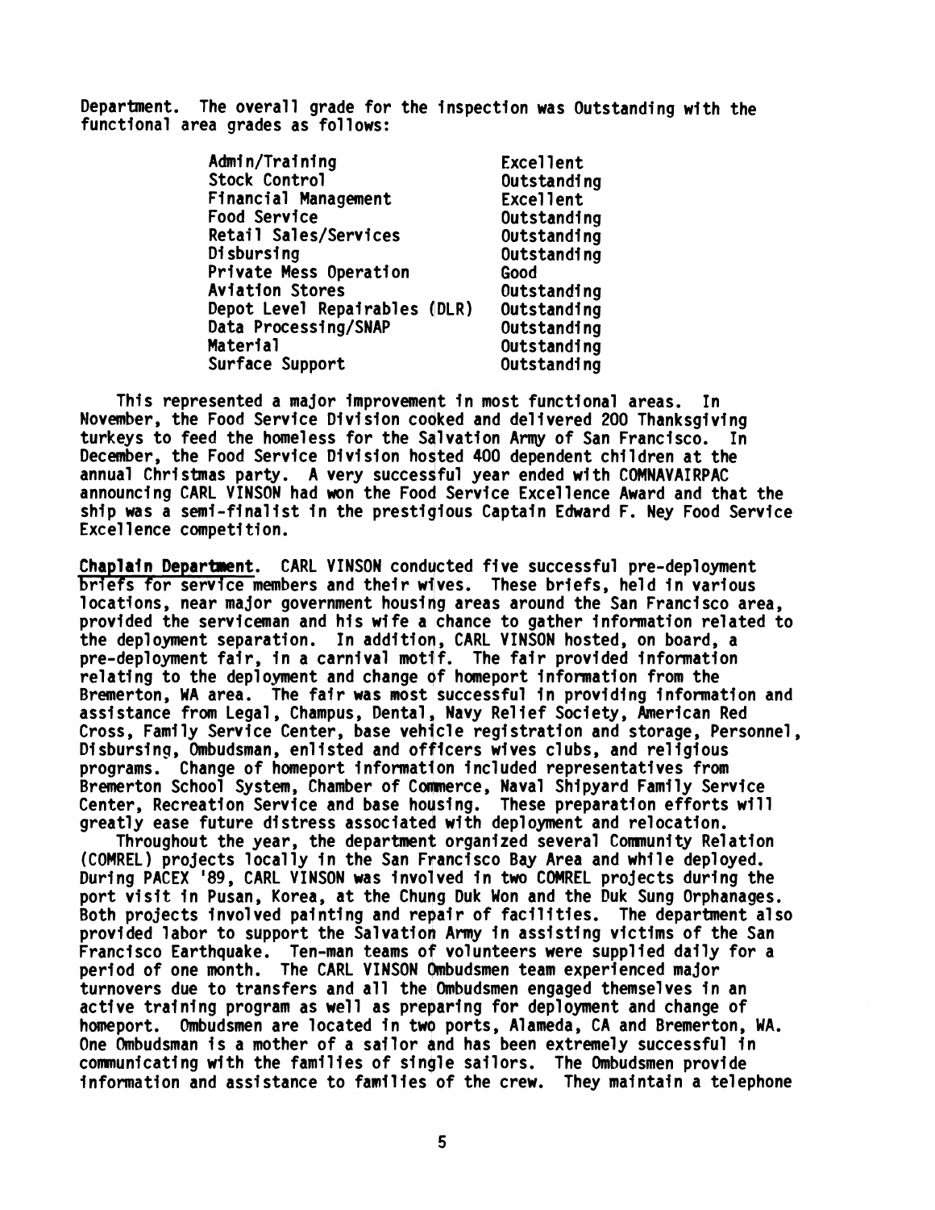Department. The overall grade for the inspection was Outstanding with the functional area grades as follows:

| | |
|---|---|
| Admin/Training | Excellent |
| Stock Control | Outstanding |
| Financial Management | Excellent |
| Food Service | Outstanding |
| Retail Sales/Services | Outstanding |
| Disbursing | Outstanding |
| Private Mess Operation | Good |
| Aviation Stores | Outstanding |
| Depot Level Repairables (DLR) | Outstanding |
| Data Processing/SNAP | Outstanding |
| Material | Outstanding |
| Surface Support | Outstanding |

This represented a major improvement in most functional areas. In November, the Food Service Division cooked and delivered 200 Thanksgiving turkeys to feed the homeless for the Salvation Army of San Francisco. In December, the Food Service Division hosted 400 dependent children at the annual Christmas party. A very successful year ended with COMNAVAIRPAC announcing CARL VINSON had won the Food Service Excellence Award and that the ship was a semi-finalist in the prestigious Captain Edward F. Ney Food Service Excellence competition.

**Chaplain Department**. CARL VINSON conducted five successful pre-deployment briefs for service members and their wives. These briefs, held in various locations, near major government housing areas around the San Francisco area, provided the serviceman and his wife a chance to gather information related to the deployment separation. In addition, CARL VINSON hosted, on board, a pre-deployment fair, in a carnival motif. The fair provided information relating to the deployment and change of homeport information from the Bremerton, WA area. The fair was most successful in providing information and assistance from Legal, Champus, Dental, Navy Relief Society, American Red Cross, Family Service Center, base vehicle registration and storage, Personnel, Disbursing, Ombudsman, enlisted and officers wives clubs, and religious programs. Change of homeport information included representatives from Bremerton School System, Chamber of Commerce, Naval Shipyard Family Service Center, Recreation Service and base housing. These preparation efforts will greatly ease future distress associated with deployment and relocation.

Throughout the year, the department organized several Community Relation (COMREL) projects locally in the San Francisco Bay Area and while deployed. During PACEX '89, CARL VINSON was involved in two COMREL projects during the port visit in Pusan, Korea, at the Chung Duk Won and the Duk Sung Orphanages. Both projects involved painting and repair of facilities. The department also provided labor to support the Salvation Army in assisting victims of the San Francisco Earthquake. Ten-man teams of volunteers were supplied daily for a period of one month. The CARL VINSON Ombudsmen team experienced major turnovers due to transfers and all the Ombudsmen engaged themselves in an active training program as well as preparing for deployment and change of homeport. Ombudsmen are located in two ports, Alameda, CA and Bremerton, WA. One Ombudsman is a mother of a sailor and has been extremely successful in communicating with the families of single sailors. The Ombudsmen provide information and assistance to families of the crew. They maintain a telephone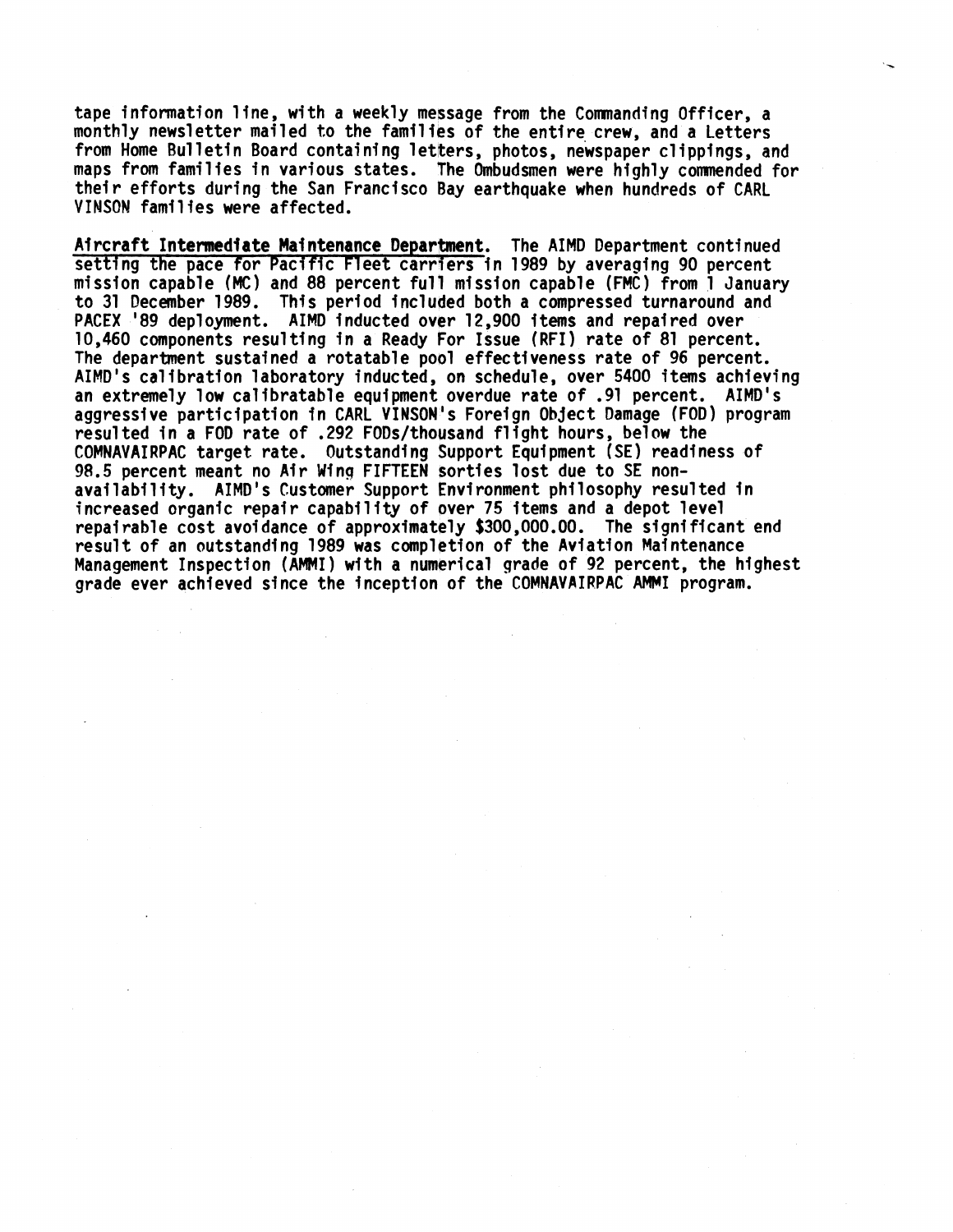tape information line, with a weekly message from the Commanding Officer, a monthly newsletter mailed to the families of the entire crew, and a Letters from Home Bulletin Board containing letters, photos, newspaper clippings, and maps from families in various states. The Ombudsmen were highly commended for their efforts during the San Francisco Bay earthquake when hundreds of CARL VINSON families were affected.

**Aircraft Intermediate Maintenance Department**. The AIMD Department continued setting the pace for Pacific Fleet carriers in 1989 by averaging 90 percent mission capable (MC) and 88 percent full mission capable (FMC) from 1 January to 31 December 1989. This period included both a compressed turnaround and PACEX '89 deployment. AIMD inducted over 12,900 items and repaired over 10,460 components resulting in a Ready For Issue (RFI) rate of 81 percent. The department sustained a rotatable pool effectiveness rate of 96 percent. AIMD's calibration laboratory inducted, on schedule, over 5400 items achieving an extremely low calibratable equipment overdue rate of .91 percent. AIMD's aggressive participation in CARL VINSON's Foreign Object Damage (FOD) program resulted in a FOD rate of .292 FODs/thousand flight hours, below the COMNAVAIRPAC target rate. Outstanding Support Equipment (SE) readiness of 98.5 percent meant no Air Wing FIFTEEN sorties lost due to SE non-availability. AIMD's Customer Support Environment philosophy resulted in increased organic repair capability of over 75 items and a depot level repairable cost avoidance of approximately $300,000.00. The significant end result of an outstanding 1989 was completion of the Aviation Maintenance Management Inspection (AMMI) with a numerical grade of 92 percent, the highest grade ever achieved since the inception of the COMNAVAIRPAC AMMI program.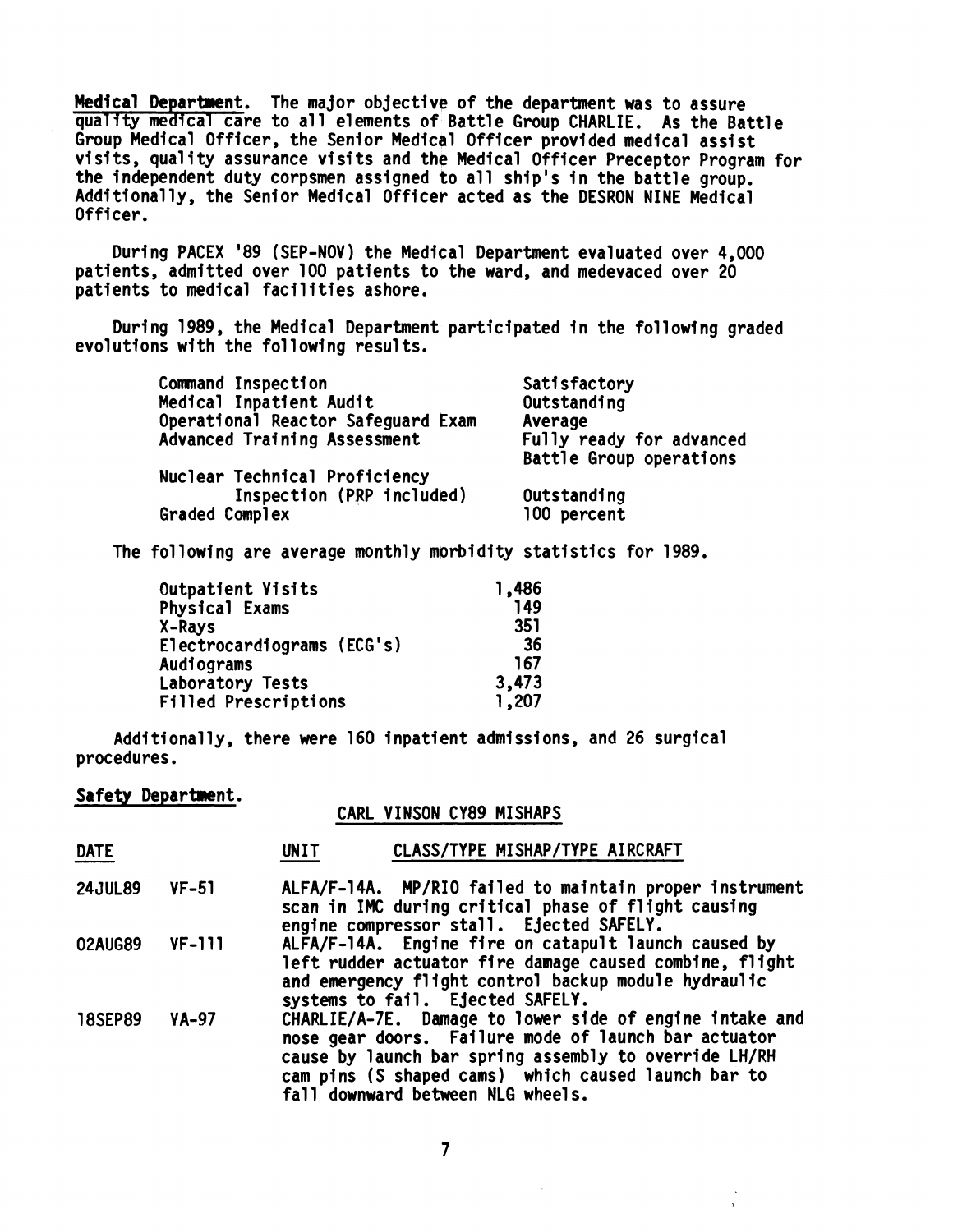**Medical Department**. The major objective of the department was to assure quality medical care to all elements of Battle Group CHARLIE. As the Battle Group Medical Officer, the Senior Medical Officer provided medical assist visits, quality assurance visits and the Medical Officer Preceptor Program for the independent duty corpsmen assigned to all ship's in the battle group. Additionally, the Senior Medical Officer acted as the DESRON NINE Medical Officer.

During PACEX '89 (SEP-NOV) the Medical Department evaluated over 4,000 patients, admitted over 100 patients to the ward, and medevaced over 20 patients to medical facilities ashore.

During 1989, the Medical Department participated in the following graded evolutions with the following results.

| | |
|---|---|
| Command Inspection | Satisfactory |
| Medical Inpatient Audit | Outstanding |
| Operational Reactor Safeguard Exam | Average |
| Advanced Training Assessment | Fully ready for advanced Battle Group operations |
| Nuclear Technical Proficiency Inspection (PRP included) | Outstanding |
| Graded Complex | 100 percent |

The following are average monthly morbidity statistics for 1989.

| | |
|---|---|
| Outpatient Visits | 1,486 |
| Physical Exams | 149 |
| X-Rays | 351 |
| Electrocardiograms (ECG's) | 36 |
| Audiograms | 167 |
| Laboratory Tests | 3,473 |
| Filled Prescriptions | 1,207 |

Additionally, there were 160 inpatient admissions, and 26 surgical procedures.

**Safety Department**.

CARL VINSON CY89 MISHAPS

| DATE | UNIT | CLASS/TYPE MISHAP/TYPE AIRCRAFT |
|---|---|---|
| 24JUL89 | VF-51 | ALFA/F-14A. MP/RIO failed to maintain proper instrument scan in IMC during critical phase of flight causing engine compressor stall. Ejected SAFELY. |
| 02AUG89 | VF-111 | ALFA/F-14A. Engine fire on catapult launch caused by left rudder actuator fire damage caused combine, flight and emergency flight control backup module hydraulic systems to fail. Ejected SAFELY. |
| 18SEP89 | VA-97 | CHARLIE/A-7E. Damage to lower side of engine intake and nose gear doors. Failure mode of launch bar actuator cause by launch bar spring assembly to override LH/RH cam pins (S shaped cams) which caused launch bar to fall downward between NLG wheels. |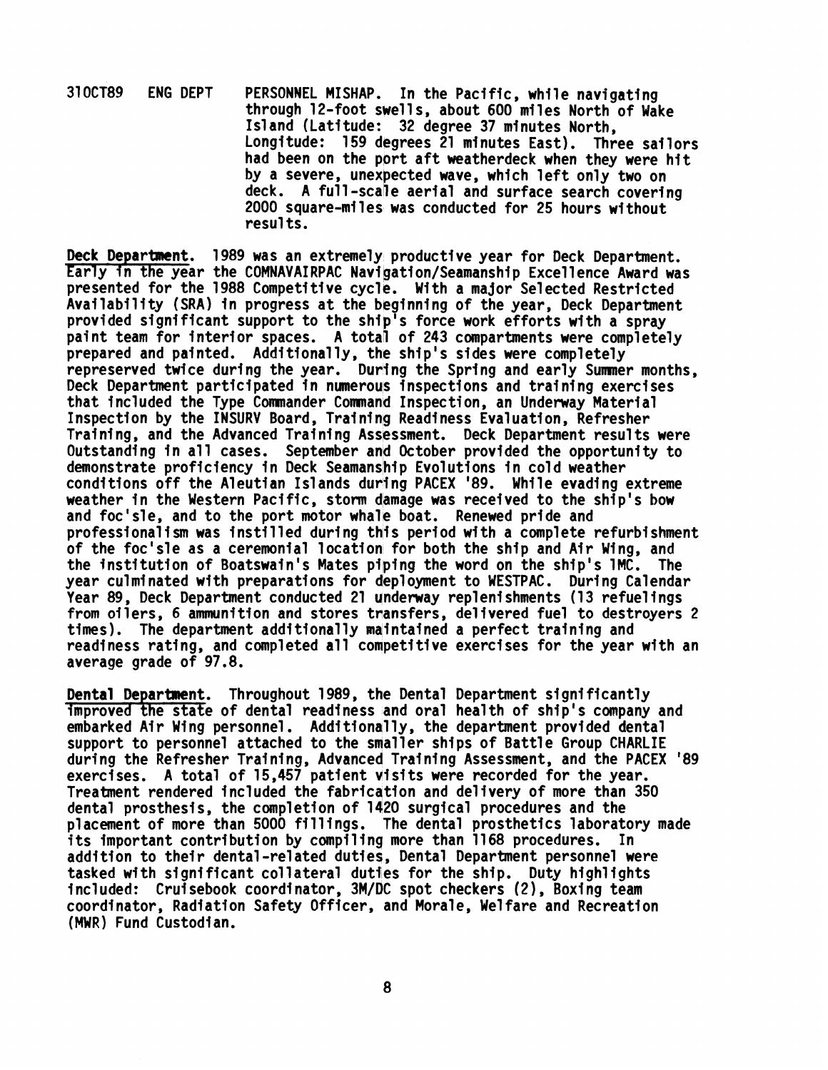31OCT89 ENG DEPT PERSONNEL MISHAP. In the Pacific, while navigating through 12-foot swells, about 600 miles North of Wake Island (Latitude: 32 degree 37 minutes North, Longitude: 159 degrees 21 minutes East). Three sailors had been on the port aft weatherdeck when they were hit by a severe, unexpected wave, which left only two on deck. A full-scale aerial and surface search covering 2000 square-miles was conducted for 25 hours without results.

**Deck Department**. 1989 was an extremely productive year for Deck Department. Early in the year the COMNAVAIRPAC Navigation/Seamanship Excellence Award was presented for the 1988 Competitive cycle. With a major Selected Restricted Availability (SRA) in progress at the beginning of the year, Deck Department provided significant support to the ship's force work efforts with a spray paint team for interior spaces. A total of 243 compartments were completely prepared and painted. Additionally, the ship's sides were completely represerved twice during the year. During the Spring and early Summer months, Deck Department participated in numerous inspections and training exercises that included the Type Commander Command Inspection, an Underway Material Inspection by the INSURV Board, Training Readiness Evaluation, Refresher Training, and the Advanced Training Assessment. Deck Department results were Outstanding in all cases. September and October provided the opportunity to demonstrate proficiency in Deck Seamanship Evolutions in cold weather conditions off the Aleutian Islands during PACEX '89. While evading extreme weather in the Western Pacific, storm damage was received to the ship's bow and foc'sle, and to the port motor whale boat. Renewed pride and professionalism was instilled during this period with a complete refurbishment of the foc'sle as a ceremonial location for both the ship and Air Wing, and the institution of Boatswain's Mates piping the word on the ship's 1MC. The year culminated with preparations for deployment to WESTPAC. During Calendar Year 89, Deck Department conducted 21 underway replenishments (13 refuelings from oilers, 6 ammunition and stores transfers, delivered fuel to destroyers 2 times). The department additionally maintained a perfect training and readiness rating, and completed all competitive exercises for the year with an average grade of 97.8.

**Dental Department**. Throughout 1989, the Dental Department significantly improved the state of dental readiness and oral health of ship's company and embarked Air Wing personnel. Additionally, the department provided dental support to personnel attached to the smaller ships of Battle Group CHARLIE during the Refresher Training, Advanced Training Assessment, and the PACEX '89 exercises. A total of 15,457 patient visits were recorded for the year. Treatment rendered included the fabrication and delivery of more than 350 dental prosthesis, the completion of 1420 surgical procedures and the placement of more than 5000 fillings. The dental prosthetics laboratory made its important contribution by compiling more than 1168 procedures. In addition to their dental-related duties, Dental Department personnel were tasked with significant collateral duties for the ship. Duty highlights included: Cruisebook coordinator, 3M/DC spot checkers (2), Boxing team coordinator, Radiation Safety Officer, and Morale, Welfare and Recreation (MWR) Fund Custodian.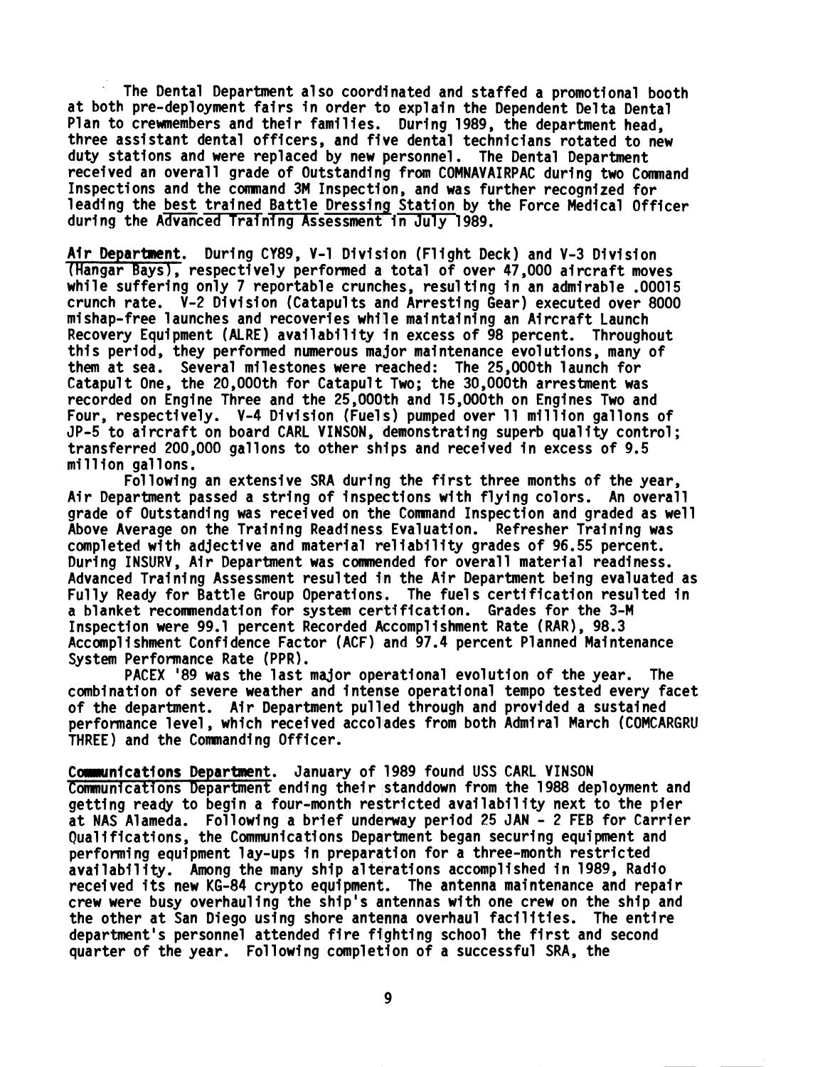The Dental Department also coordinated and staffed a promotional booth at both pre-deployment fairs in order to explain the Dependent Delta Dental Plan to crewmembers and their families. During 1989, the department head, three assistant dental officers, and five dental technicians rotated to new duty stations and were replaced by new personnel. The Dental Department received an overall grade of Outstanding from COMNAVAIRPAC during two Command Inspections and the command 3M Inspection, and was further recognized for leading the best trained Battle Dressing Station by the Force Medical Officer during the Advanced Training Assessment in July 1989.

**Air Department**. During CY89, V-1 Division (Flight Deck) and V-3 Division (Hangar Bays), respectively performed a total of over 47,000 aircraft moves while suffering only 7 reportable crunches, resulting in an admirable .00015 crunch rate. V-2 Division (Catapults and Arresting Gear) executed over 8000 mishap-free launches and recoveries while maintaining an Aircraft Launch Recovery Equipment (ALRE) availability in excess of 98 percent. Throughout this period, they performed numerous major maintenance evolutions, many of them at sea. Several milestones were reached: The 25,000th launch for Catapult One, the 20,000th for Catapult Two; the 30,000th arrestment was recorded on Engine Three and the 25,000th and 15,000th on Engines Two and Four, respectively. V-4 Division (Fuels) pumped over 11 million gallons of JP-5 to aircraft on board CARL VINSON, demonstrating superb quality control; transferred 200,000 gallons to other ships and received in excess of 9.5 million gallons.

Following an extensive SRA during the first three months of the year, Air Department passed a string of inspections with flying colors. An overall grade of Outstanding was received on the Command Inspection and graded as well Above Average on the Training Readiness Evaluation. Refresher Training was completed with adjective and material reliability grades of 96.55 percent. During INSURV, Air Department was commended for overall material readiness. Advanced Training Assessment resulted in the Air Department being evaluated as Fully Ready for Battle Group Operations. The fuels certification resulted in a blanket recommendation for system certification. Grades for the 3-M Inspection were 99.1 percent Recorded Accomplishment Rate (RAR), 98.3 Accomplishment Confidence Factor (ACF) and 97.4 percent Planned Maintenance System Performance Rate (PPR).

PACEX '89 was the last major operational evolution of the year. The combination of severe weather and intense operational tempo tested every facet of the department. Air Department pulled through and provided a sustained performance level, which received accolades from both Admiral March (COMCARGRU THREE) and the Commanding Officer.

**Communications Department**. January of 1989 found USS CARL VINSON Communications Department ending their standdown from the 1988 deployment and getting ready to begin a four-month restricted availability next to the pier at NAS Alameda. Following a brief underway period 25 JAN - 2 FEB for Carrier Qualifications, the Communications Department began securing equipment and performing equipment lay-ups in preparation for a three-month restricted availability. Among the many ship alterations accomplished in 1989, Radio received its new KG-84 crypto equipment. The antenna maintenance and repair crew were busy overhauling the ship's antennas with one crew on the ship and the other at San Diego using shore antenna overhaul facilities. The entire department's personnel attended fire fighting school the first and second quarter of the year. Following completion of a successful SRA, the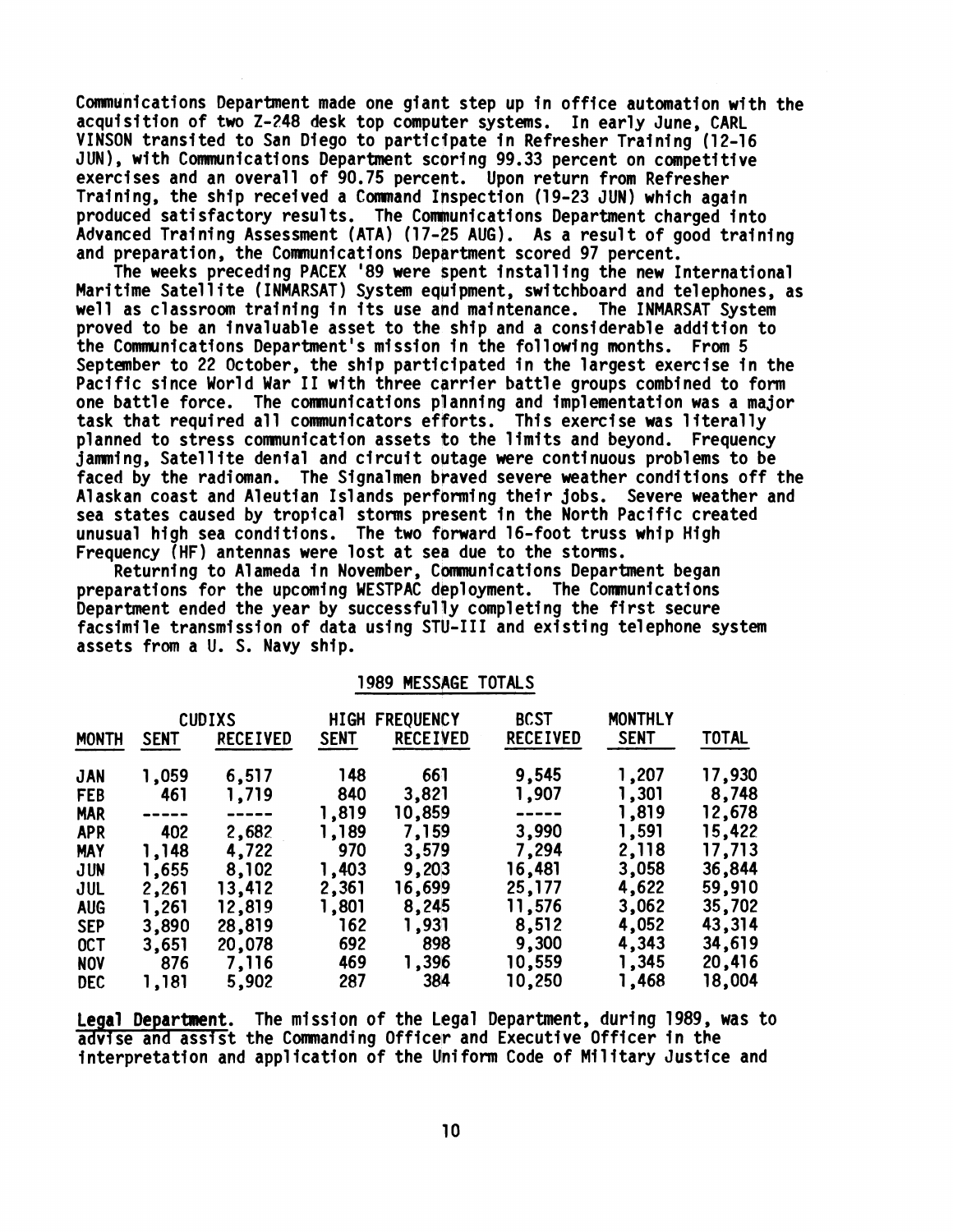Communications Department made one giant step up in office automation with the acquisition of two Z-248 desk top computer systems. In early June, CARL VINSON transited to San Diego to participate in Refresher Training (12-16 JUN), with Communications Department scoring 99.33 percent on competitive exercises and an overall of 90.75 percent. Upon return from Refresher Training, the ship received a Command Inspection (19-23 JUN) which again produced satisfactory results. The Communications Department charged into Advanced Training Assessment (ATA) (17-25 AUG). As a result of good training and preparation, the Communications Department scored 97 percent.

The weeks preceding PACEX '89 were spent installing the new International Maritime Satellite (INMARSAT) System equipment, switchboard and telephones, as well as classroom training in its use and maintenance. The INMARSAT System proved to be an invaluable asset to the ship and a considerable addition to the Communications Department's mission in the following months. From 5 September to 22 October, the ship participated in the largest exercise in the Pacific since World War II with three carrier battle groups combined to form one battle force. The communications planning and implementation was a major task that required all communicators efforts. This exercise was literally planned to stress communication assets to the limits and beyond. Frequency jamming, Satellite denial and circuit outage were continuous problems to be faced by the radioman. The Signalmen braved severe weather conditions off the Alaskan coast and Aleutian Islands performing their jobs. Severe weather and sea states caused by tropical storms present in the North Pacific created unusual high sea conditions. The two forward 16-foot truss whip High Frequency (HF) antennas were lost at sea due to the storms.

Returning to Alameda in November, Communications Department began preparations for the upcoming WESTPAC deployment. The Communications Department ended the year by successfully completing the first secure facsimile transmission of data using STU-III and existing telephone system assets from a U. S. Navy ship.

1989 MESSAGE TOTALS

| | CUDIXS | | HIGH FREQUENCY | | BCST | MONTHLY | |
|---|---|---|---|---|---|---|---|
| MONTH | SENT | RECEIVED | SENT | RECEIVED | RECEIVED | SENT | TOTAL |
| JAN | 1,059 | 6,517 | 148 | 661 | 9,545 | 1,207 | 17,930 |
| FEB | 461 | 1,719 | 840 | 3,821 | 1,907 | 1,301 | 8,748 |
| MAR | ----- | ----- | 1,819 | 10,859 | ----- | 1,819 | 12,678 |
| APR | 402 | 2,682 | 1,189 | 7,159 | 3,990 | 1,591 | 15,422 |
| MAY | 1,148 | 4,722 | 970 | 3,579 | 7,294 | 2,118 | 17,713 |
| JUN | 1,655 | 8,102 | 1,403 | 9,203 | 16,481 | 3,058 | 36,844 |
| JUL | 2,261 | 13,412 | 2,361 | 16,699 | 25,177 | 4,622 | 59,910 |
| AUG | 1,261 | 12,819 | 1,801 | 8,245 | 11,576 | 3,062 | 35,702 |
| SEP | 3,890 | 28,819 | 162 | 1,931 | 8,512 | 4,052 | 43,314 |
| OCT | 3,651 | 20,078 | 692 | 898 | 9,300 | 4,343 | 34,619 |
| NOV | 876 | 7,116 | 469 | 1,396 | 10,559 | 1,345 | 20,416 |
| DEC | 1,181 | 5,902 | 287 | 384 | 10,250 | 1,468 | 18,004 |

**Legal Department**. The mission of the Legal Department, during 1989, was to advise and assist the Commanding Officer and Executive Officer in the interpretation and application of the Uniform Code of Military Justice and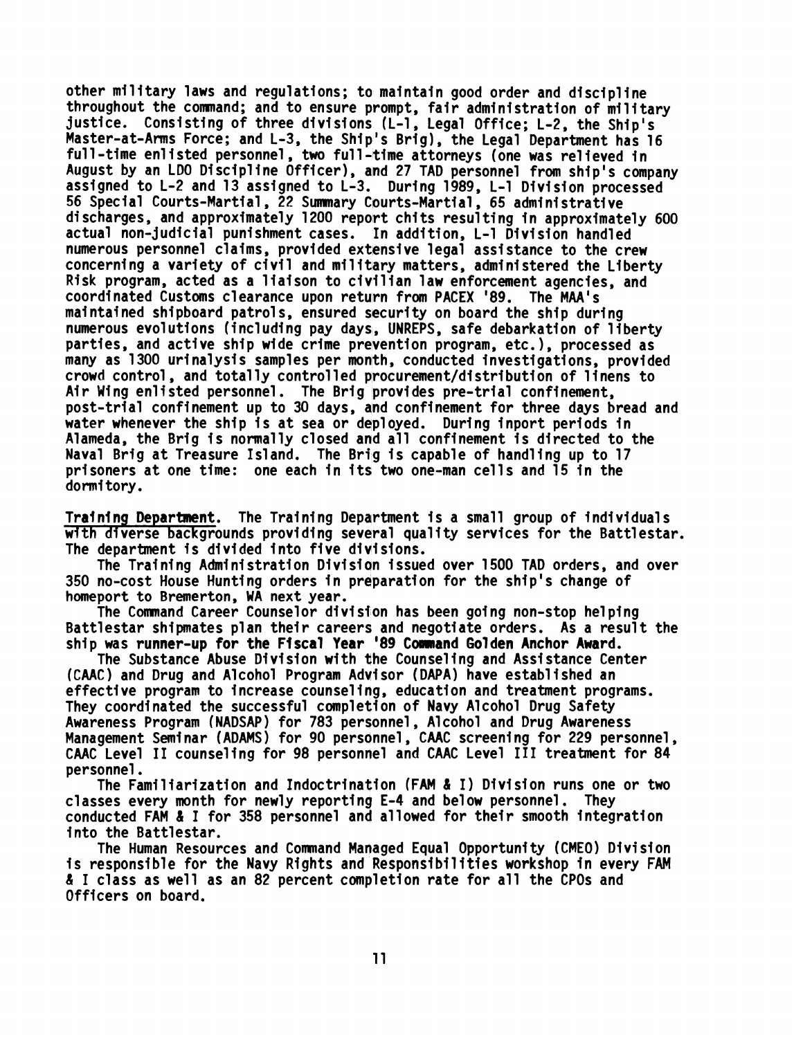other military laws and regulations; to maintain good order and discipline throughout the command; and to ensure prompt, fair administration of military justice. Consisting of three divisions (L-1, Legal Office; L-2, the Ship's Master-at-Arms Force; and L-3, the Ship's Brig), the Legal Department has 16 full-time enlisted personnel, two full-time attorneys (one was relieved in August by an LDO Discipline Officer), and 27 TAD personnel from ship's company assigned to L-2 and 13 assigned to L-3. During 1989, L-1 Division processed 56 Special Courts-Martial, 22 Summary Courts-Martial, 65 administrative discharges, and approximately 1200 report chits resulting in approximately 600 actual non-judicial punishment cases. In addition, L-1 Division handled numerous personnel claims, provided extensive legal assistance to the crew concerning a variety of civil and military matters, administered the Liberty Risk program, acted as a liaison to civilian law enforcement agencies, and coordinated Customs clearance upon return from PACEX '89. The MAA's maintained shipboard patrols, ensured security on board the ship during numerous evolutions (including pay days, UNREPS, safe debarkation of liberty parties, and active ship wide crime prevention program, etc.), processed as many as 1300 urinalysis samples per month, conducted investigations, provided crowd control, and totally controlled procurement/distribution of linens to Air Wing enlisted personnel. The Brig provides pre-trial confinement, post-trial confinement up to 30 days, and confinement for three days bread and water whenever the ship is at sea or deployed. During inport periods in Alameda, the Brig is normally closed and all confinement is directed to the Naval Brig at Treasure Island. The Brig is capable of handling up to 17 prisoners at one time: one each in its two one-man cells and 15 in the dormitory.

**Training Department**. The Training Department is a small group of individuals with diverse backgrounds providing several quality services for the Battlestar. The department is divided into five divisions.

The Training Administration Division issued over 1500 TAD orders, and over 350 no-cost House Hunting orders in preparation for the ship's change of homeport to Bremerton, WA next year.

The Command Career Counselor division has been going non-stop helping Battlestar shipmates plan their careers and negotiate orders. As a result the ship was **runner-up for the Fiscal Year '89 Command Golden Anchor Award.**

The Substance Abuse Division with the Counseling and Assistance Center (CAAC) and Drug and Alcohol Program Advisor (DAPA) have established an effective program to increase counseling, education and treatment programs. They coordinated the successful completion of Navy Alcohol Drug Safety Awareness Program (NADSAP) for 783 personnel, Alcohol and Drug Awareness Management Seminar (ADAMS) for 90 personnel, CAAC screening for 229 personnel, CAAC Level II counseling for 98 personnel and CAAC Level III treatment for 84 personnel.

The Familiarization and Indoctrination (FAM & I) Division runs one or two classes every month for newly reporting E-4 and below personnel. They conducted FAM & I for 358 personnel and allowed for their smooth integration into the Battlestar.

The Human Resources and Command Managed Equal Opportunity (CMEO) Division is responsible for the Navy Rights and Responsibilities workshop in every FAM & I class as well as an 82 percent completion rate for all the CPOs and Officers on board.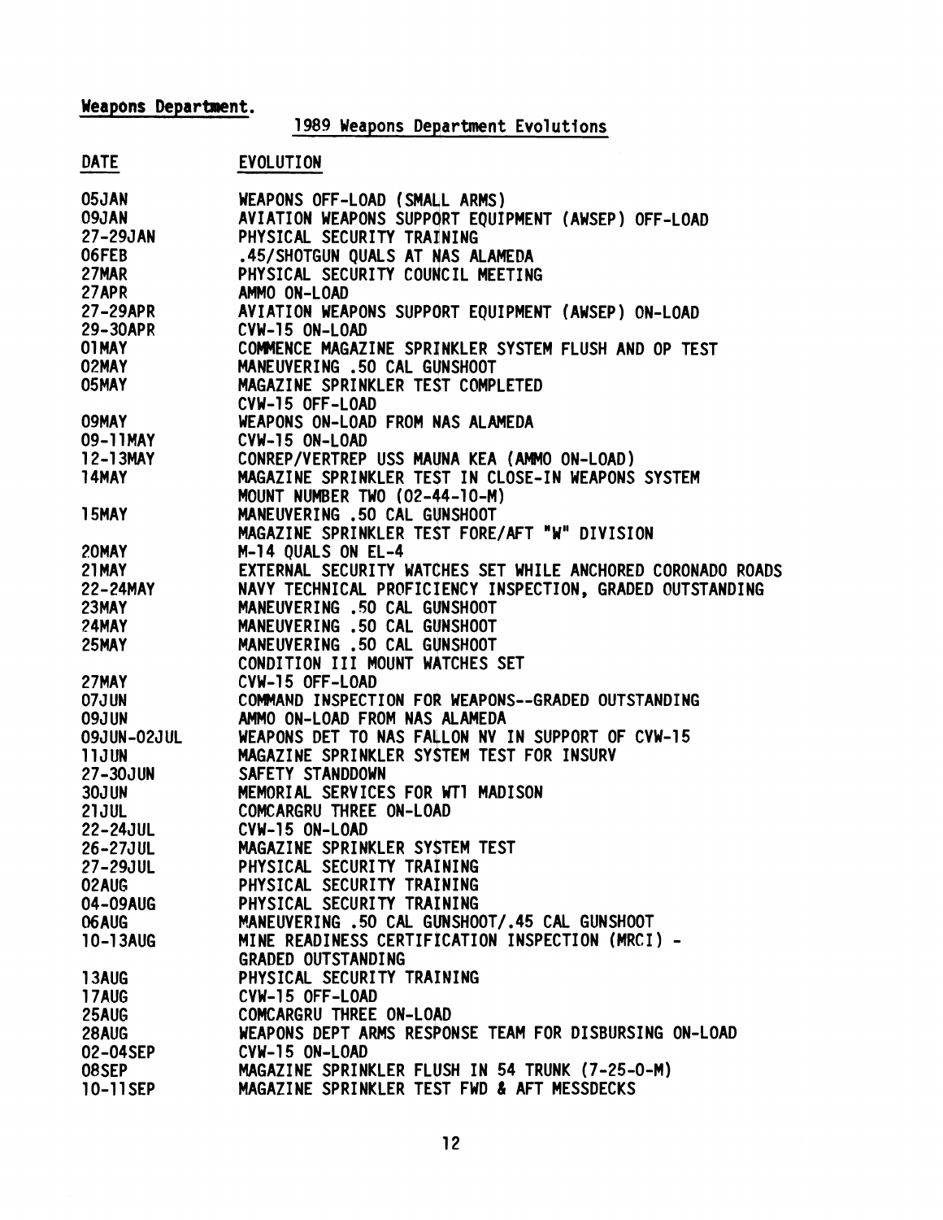**Weapons Department.**

## 1989 Weapons Department Evolutions

| DATE | EVOLUTION |
|---|---|
| 05JAN | WEAPONS OFF-LOAD (SMALL ARMS) |
| 09JAN | AVIATION WEAPONS SUPPORT EQUIPMENT (AWSEP) OFF-LOAD |
| 27-29JAN | PHYSICAL SECURITY TRAINING |
| 06FEB | .45/SHOTGUN QUALS AT NAS ALAMEDA |
| 27MAR | PHYSICAL SECURITY COUNCIL MEETING |
| 27APR | AMMO ON-LOAD |
| 27-29APR | AVIATION WEAPONS SUPPORT EQUIPMENT (AWSEP) ON-LOAD |
| 29-30APR | CVW-15 ON-LOAD |
| 01MAY | COMMENCE MAGAZINE SPRINKLER SYSTEM FLUSH AND OP TEST |
| 02MAY | MANEUVERING .50 CAL GUNSHOOT |
| 05MAY | MAGAZINE SPRINKLER TEST COMPLETED<br>CVW-15 OFF-LOAD |
| 09MAY | WEAPONS ON-LOAD FROM NAS ALAMEDA |
| 09-11MAY | CVW-15 ON-LOAD |
| 12-13MAY | CONREP/VERTREP USS MAUNA KEA (AMMO ON-LOAD) |
| 14MAY | MAGAZINE SPRINKLER TEST IN CLOSE-IN WEAPONS SYSTEM MOUNT NUMBER TWO (02-44-10-M) |
| 15MAY | MANEUVERING .50 CAL GUNSHOOT<br>MAGAZINE SPRINKLER TEST FORE/AFT "W" DIVISION |
| 20MAY | M-14 QUALS ON EL-4 |
| 21MAY | EXTERNAL SECURITY WATCHES SET WHILE ANCHORED CORONADO ROADS |
| 22-24MAY | NAVY TECHNICAL PROFICIENCY INSPECTION, GRADED OUTSTANDING |
| 23MAY | MANEUVERING .50 CAL GUNSHOOT |
| 24MAY | MANEUVERING .50 CAL GUNSHOOT |
| 25MAY | MANEUVERING .50 CAL GUNSHOOT<br>CONDITION III MOUNT WATCHES SET |
| 27MAY | CVW-15 OFF-LOAD |
| 07JUN | COMMAND INSPECTION FOR WEAPONS--GRADED OUTSTANDING |
| 09JUN | AMMO ON-LOAD FROM NAS ALAMEDA |
| 09JUN-02JUL | WEAPONS DET TO NAS FALLON NV IN SUPPORT OF CVW-15 |
| 11JUN | MAGAZINE SPRINKLER SYSTEM TEST FOR INSURV |
| 27-30JUN | SAFETY STANDDOWN |
| 30JUN | MEMORIAL SERVICES FOR WT1 MADISON |
| 21JUL | COMCARGRU THREE ON-LOAD |
| 22-24JUL | CVW-15 ON-LOAD |
| 26-27JUL | MAGAZINE SPRINKLER SYSTEM TEST |
| 27-29JUL | PHYSICAL SECURITY TRAINING |
| 02AUG | PHYSICAL SECURITY TRAINING |
| 04-09AUG | PHYSICAL SECURITY TRAINING |
| 06AUG | MANEUVERING .50 CAL GUNSHOOT/.45 CAL GUNSHOOT |
| 10-13AUG | MINE READINESS CERTIFICATION INSPECTION (MRCI) - GRADED OUTSTANDING |
| 13AUG | PHYSICAL SECURITY TRAINING |
| 17AUG | CVW-15 OFF-LOAD |
| 25AUG | COMCARGRU THREE ON-LOAD |
| 28AUG | WEAPONS DEPT ARMS RESPONSE TEAM FOR DISBURSING ON-LOAD |
| 02-04SEP | CVW-15 ON-LOAD |
| 08SEP | MAGAZINE SPRINKLER FLUSH IN 54 TRUNK (7-25-0-M) |
| 10-11SEP | MAGAZINE SPRINKLER TEST FWD & AFT MESSDECKS |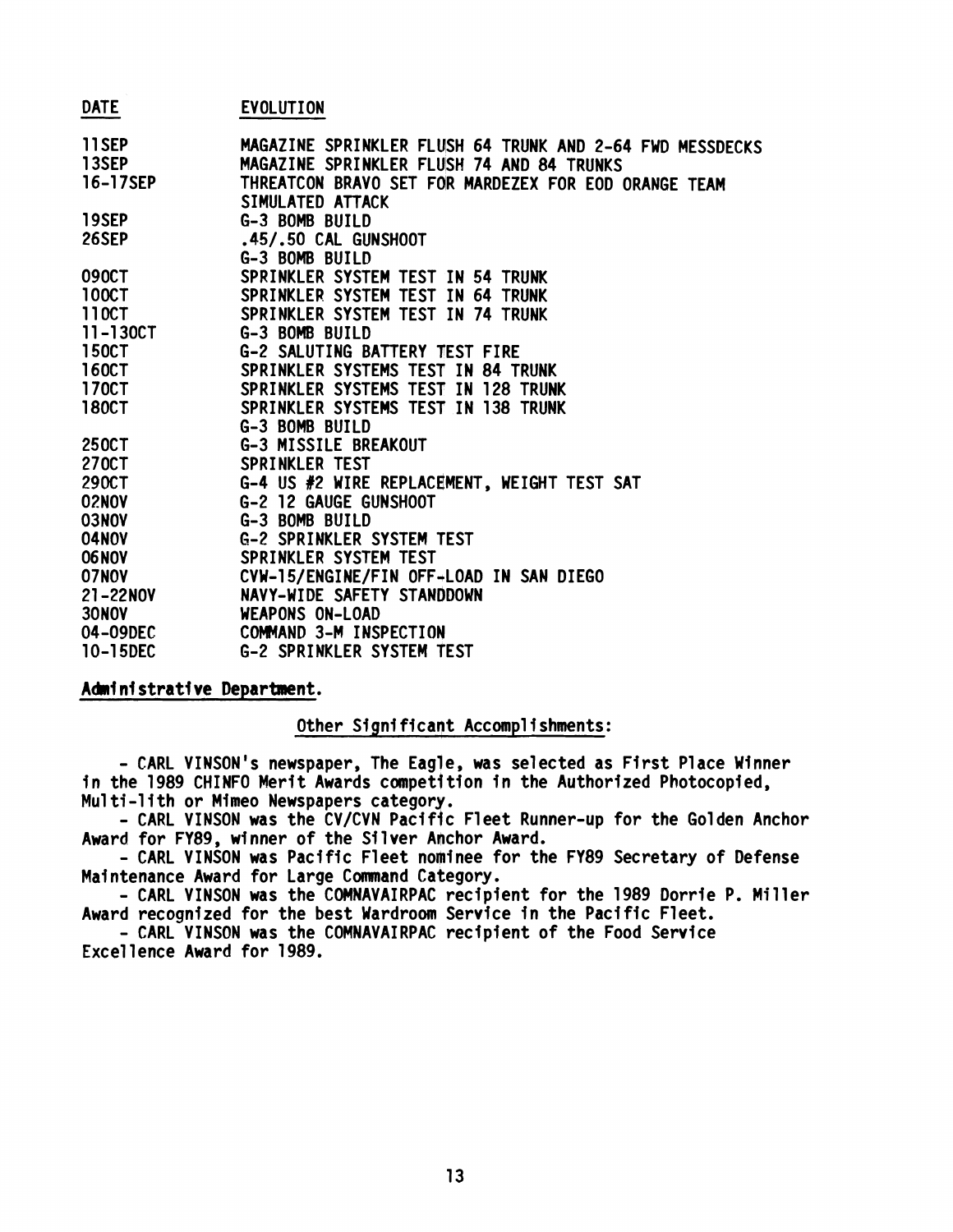| DATE | EVOLUTION |
|---|---|
| 11SEP | MAGAZINE SPRINKLER FLUSH 64 TRUNK AND 2-64 FWD MESSDECKS |
| 13SEP | MAGAZINE SPRINKLER FLUSH 74 AND 84 TRUNKS |
| 16-17SEP | THREATCON BRAVO SET FOR MARDEZEX FOR EOD ORANGE TEAM SIMULATED ATTACK |
| 19SEP | G-3 BOMB BUILD |
| 26SEP | .45/.50 CAL GUNSHOOT |
| | G-3 BOMB BUILD |
| 09OCT | SPRINKLER SYSTEM TEST IN 54 TRUNK |
| 10OCT | SPRINKLER SYSTEM TEST IN 64 TRUNK |
| 11OCT | SPRINKLER SYSTEM TEST IN 74 TRUNK |
| 11-13OCT | G-3 BOMB BUILD |
| 15OCT | G-2 SALUTING BATTERY TEST FIRE |
| 16OCT | SPRINKLER SYSTEMS TEST IN 84 TRUNK |
| 17OCT | SPRINKLER SYSTEMS TEST IN 128 TRUNK |
| 18OCT | SPRINKLER SYSTEMS TEST IN 138 TRUNK |
| | G-3 BOMB BUILD |
| 25OCT | G-3 MISSILE BREAKOUT |
| 27OCT | SPRINKLER TEST |
| 29OCT | G-4 US #2 WIRE REPLACEMENT, WEIGHT TEST SAT |
| 02NOV | G-2 12 GAUGE GUNSHOOT |
| 03NOV | G-3 BOMB BUILD |
| 04NOV | G-2 SPRINKLER SYSTEM TEST |
| 06NOV | SPRINKLER SYSTEM TEST |
| 07NOV | CVW-15/ENGINE/FIN OFF-LOAD IN SAN DIEGO |
| 21-22NOV | NAVY-WIDE SAFETY STANDDOWN |
| 30NOV | WEAPONS ON-LOAD |
| 04-09DEC | COMMAND 3-M INSPECTION |
| 10-15DEC | G-2 SPRINKLER SYSTEM TEST |

**Administrative Department.**

Other Significant Accomplishments:

- CARL VINSON's newspaper, The Eagle, was selected as First Place Winner in the 1989 CHINFO Merit Awards competition in the Authorized Photocopied, Multi-lith or Mimeo Newspapers category.
- CARL VINSON was the CV/CVN Pacific Fleet Runner-up for the Golden Anchor Award for FY89, winner of the Silver Anchor Award.
- CARL VINSON was Pacific Fleet nominee for the FY89 Secretary of Defense Maintenance Award for Large Command Category.
- CARL VINSON was the COMNAVAIRPAC recipient for the 1989 Dorrie P. Miller Award recognized for the best Wardroom Service in the Pacific Fleet.
- CARL VINSON was the COMNAVAIRPAC recipient of the Food Service Excellence Award for 1989.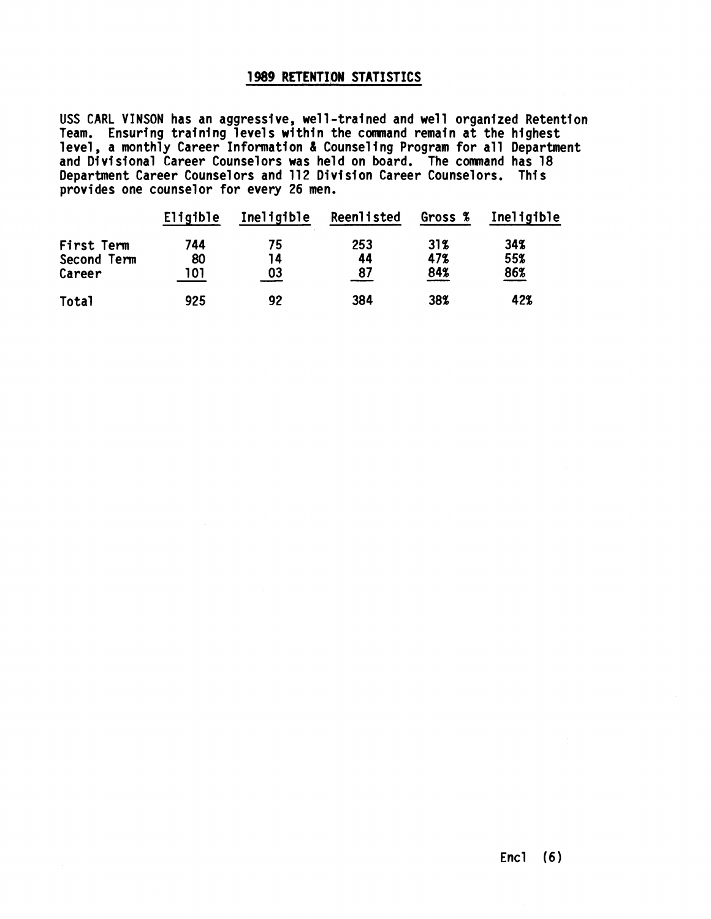## 1989 RETENTION STATISTICS

USS CARL VINSON has an aggressive, well-trained and well organized Retention Team. Ensuring training levels within the command remain at the highest level, a monthly Career Information & Counseling Program for all Department and Divisional Career Counselors was held on board. The command has 18 Department Career Counselors and 112 Division Career Counselors. This provides one counselor for every 26 men.

| | Eligible | Ineligible | Reenlisted | Gross % | Ineligible |
|---|---|---|---|---|---|
| First Term | 744 | 75 | 253 | 31% | 34% |
| Second Term | 80 | 14 | 44 | 47% | 55% |
| Career | 101 | 03 | 87 | 84% | 86% |
| Total | 925 | 92 | 384 | 38% | 42% |

Encl (6)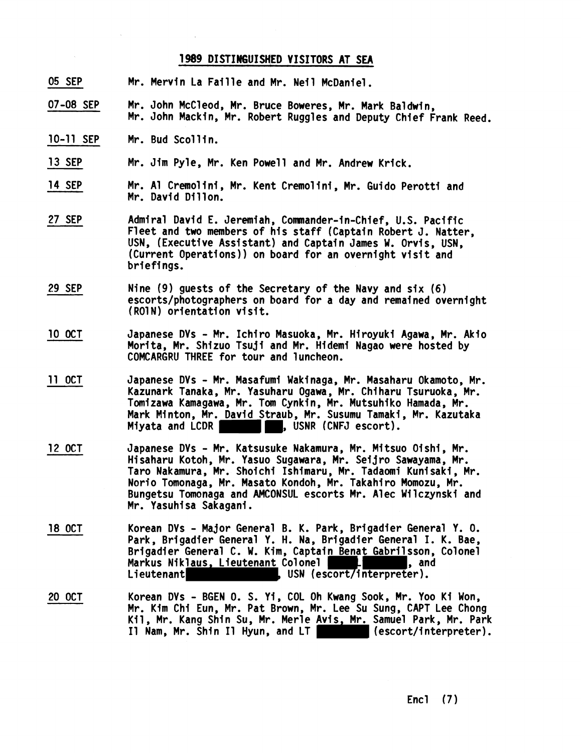# 1989 DISTINGUISHED VISITORS AT SEA

05 SEP — Mr. Mervin La Faille and Mr. Neil McDaniel.

07-08 SEP — Mr. John McCleod, Mr. Bruce Boweres, Mr. Mark Baldwin, Mr. John Mackin, Mr. Robert Ruggles and Deputy Chief Frank Reed.

10-11 SEP — Mr. Bud Scollin.

13 SEP — Mr. Jim Pyle, Mr. Ken Powell and Mr. Andrew Krick.

14 SEP — Mr. Al Cremolini, Mr. Kent Cremolini, Mr. Guido Perotti and Mr. David Dillon.

27 SEP — Admiral David E. Jeremiah, Commander-in-Chief, U.S. Pacific Fleet and two members of his staff (Captain Robert J. Natter, USN, (Executive Assistant) and Captain James W. Orvis, USN, (Current Operations)) on board for an overnight visit and briefings.

29 SEP — Nine (9) guests of the Secretary of the Navy and six (6) escorts/photographers on board for a day and remained overnight (RON) orientation visit.

10 OCT — Japanese DVs - Mr. Ichiro Masuoka, Mr. Hiroyuki Agawa, Mr. Akio Morita, Mr. Shizuo Tsuji and Mr. Hidemi Nagao were hosted by COMCARGRU THREE for tour and luncheon.

11 OCT — Japanese DVs - Mr. Masafumi Wakinaga, Mr. Masaharu Okamoto, Mr. Kazunark Tanaka, Mr. Yasuharu Ogawa, Mr. Chiharu Tsuruoka, Mr. Tomizawa Kamagawa, Mr. Tom Cynkin, Mr. Mutsuhiko Hamada, Mr. Mark Minton, Mr. David Straub, Mr. Susumu Tamaki, Mr. Kazutaka Miyata and LCDR [REDACTED], USNR (CNFJ escort).

12 OCT — Japanese DVs - Mr. Katsusuke Nakamura, Mr. Mitsuo Oishi, Mr. Hisaharu Kotoh, Mr. Yasuo Sugawara, Mr. Seijro Sawayama, Mr. Taro Nakamura, Mr. Shoichi Ishimaru, Mr. Tadaomi Kunisaki, Mr. Norio Tomonaga, Mr. Masato Kondoh, Mr. Takahiro Momozu, Mr. Bungetsu Tomonaga and AMCONSUL escorts Mr. Alec Wilczynski and Mr. Yasuhisa Sakagani.

18 OCT — Korean DVs - Major General B. K. Park, Brigadier General Y. O. Park, Brigadier General Y. H. Na, Brigadier General I. K. Bae, Brigadier General C. W. Kim, Captain Benat Gabrilsson, Colonel Markus Niklaus, Lieutenant Colonel [REDACTED], and Lieutenant [REDACTED], USN (escort/interpreter).

20 OCT — Korean DVs - BGEN O. S. Yi, COL Oh Kwang Sook, Mr. Yoo Ki Won, Mr. Kim Chi Eun, Mr. Pat Brown, Mr. Lee Su Sung, CAPT Lee Chong Kil, Mr. Kang Shin Su, Mr. Merle Avis, Mr. Samuel Park, Mr. Park Il Nam, Mr. Shin Il Hyun, and LT [REDACTED] (escort/interpreter).

Encl (7)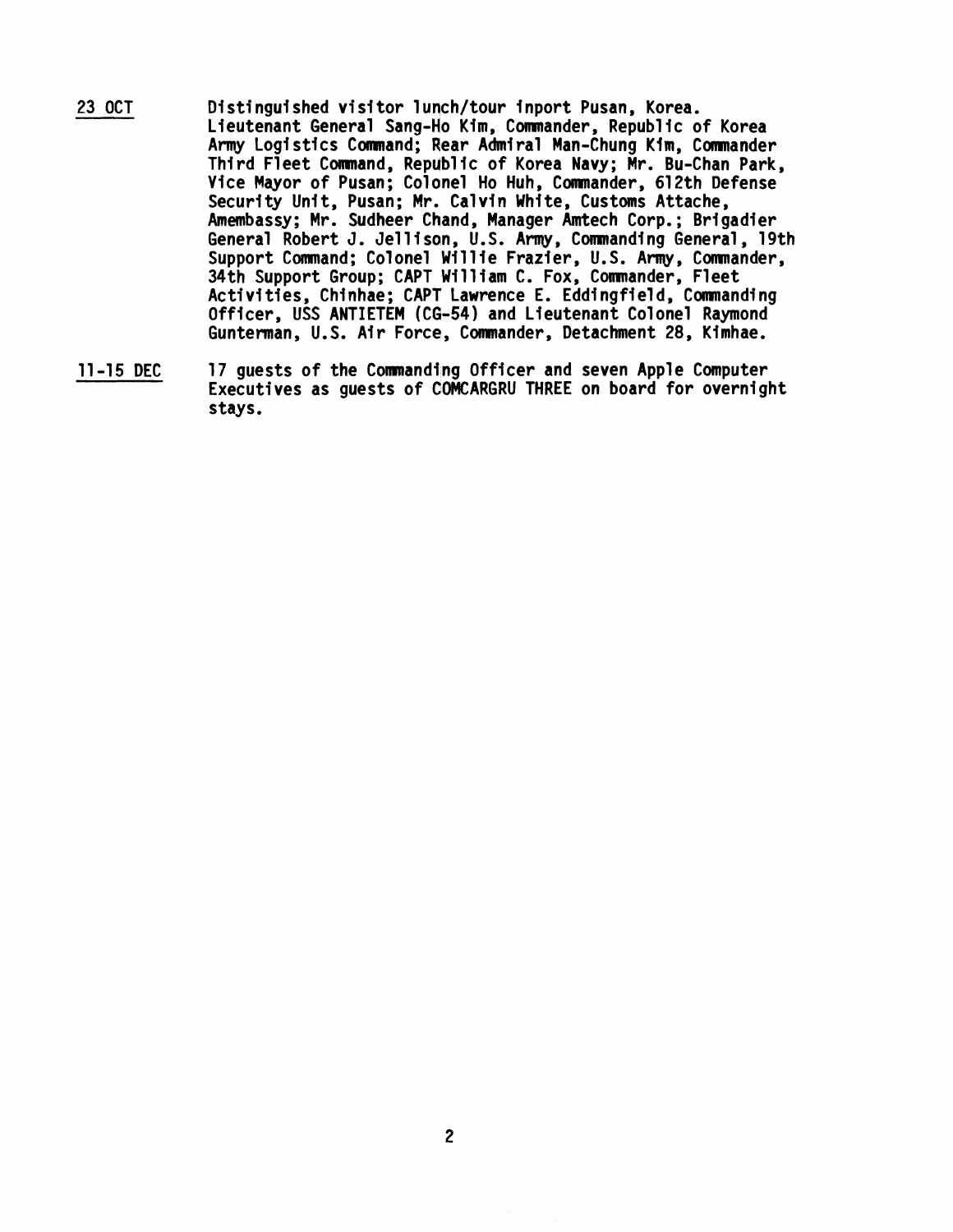23 OCT Distinguished visitor lunch/tour inport Pusan, Korea. Lieutenant General Sang-Ho Kim, Commander, Republic of Korea Army Logistics Command; Rear Admiral Man-Chung Kim, Commander Third Fleet Command, Republic of Korea Navy; Mr. Bu-Chan Park, Vice Mayor of Pusan; Colonel Ho Huh, Commander, 612th Defense Security Unit, Pusan; Mr. Calvin White, Customs Attache, Amembassy; Mr. Sudheer Chand, Manager Amtech Corp.; Brigadier General Robert J. Jellison, U.S. Army, Commanding General, 19th Support Command; Colonel Willie Frazier, U.S. Army, Commander, 34th Support Group; CAPT William C. Fox, Commander, Fleet Activities, Chinhae; CAPT Lawrence E. Eddingfield, Commanding Officer, USS ANTIETEM (CG-54) and Lieutenant Colonel Raymond Gunterman, U.S. Air Force, Commander, Detachment 28, Kimhae.

11-15 DEC 17 guests of the Commanding Officer and seven Apple Computer Executives as guests of COMCARGRU THREE on board for overnight stays.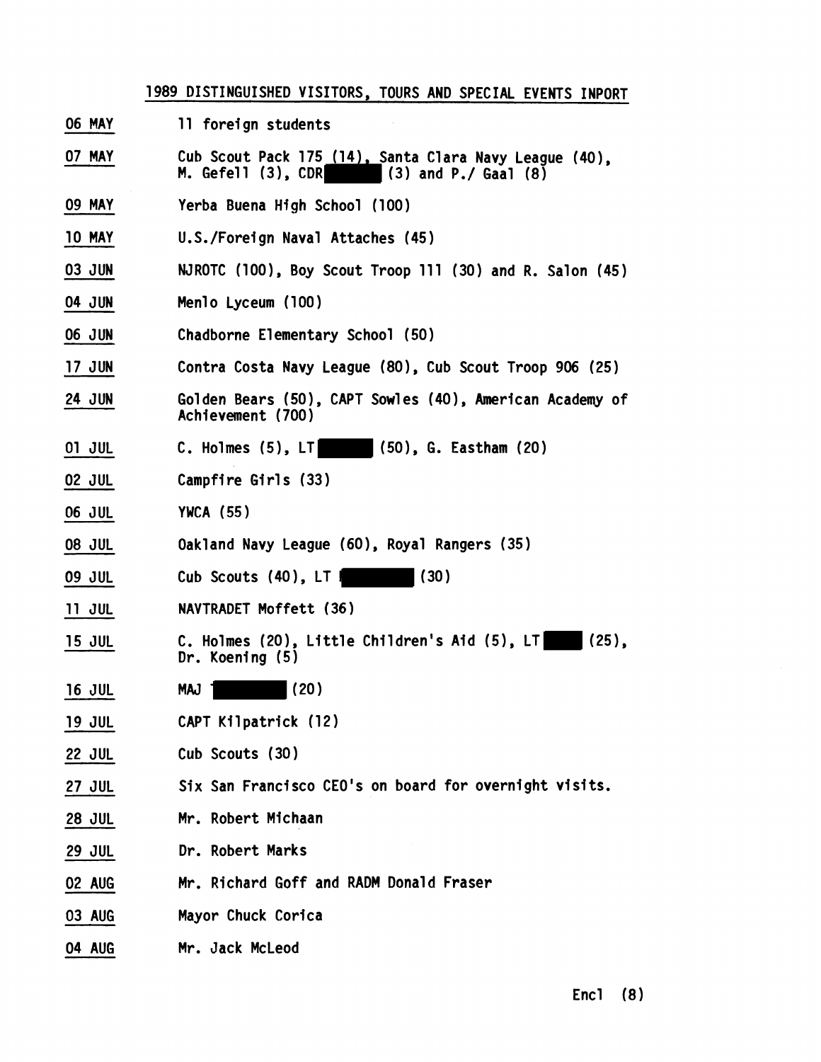## 1989 DISTINGUISHED VISITORS, TOURS AND SPECIAL EVENTS INPORT

06 MAY — 11 foreign students

07 MAY — Cub Scout Pack 175 (14), Santa Clara Navy League (40), M. Gefell (3), CDR ███ (3) and P./ Gaal (8)

09 MAY — Yerba Buena High School (100)

10 MAY — U.S./Foreign Naval Attaches (45)

03 JUN — NJROTC (100), Boy Scout Troop 111 (30) and R. Salon (45)

04 JUN — Menlo Lyceum (100)

06 JUN — Chadborne Elementary School (50)

17 JUN — Contra Costa Navy League (80), Cub Scout Troop 906 (25)

24 JUN — Golden Bears (50), CAPT Sowles (40), American Academy of Achievement (700)

01 JUL — C. Holmes (5), LT ███ (50), G. Eastham (20)

02 JUL — Campfire Girls (33)

06 JUL — YWCA (55)

08 JUL — Oakland Navy League (60), Royal Rangers (35)

09 JUL — Cub Scouts (40), LT ███ (30)

11 JUL — NAVTRADET Moffett (36)

15 JUL — C. Holmes (20), Little Children's Aid (5), LT ███ (25), Dr. Koening (5)

16 JUL — MAJ ███ (20)

19 JUL — CAPT Kilpatrick (12)

22 JUL — Cub Scouts (30)

27 JUL — Six San Francisco CEO's on board for overnight visits.

28 JUL — Mr. Robert Michaan

29 JUL — Dr. Robert Marks

02 AUG — Mr. Richard Goff and RADM Donald Fraser

03 AUG — Mayor Chuck Corica

04 AUG — Mr. Jack McLeod

Encl (8)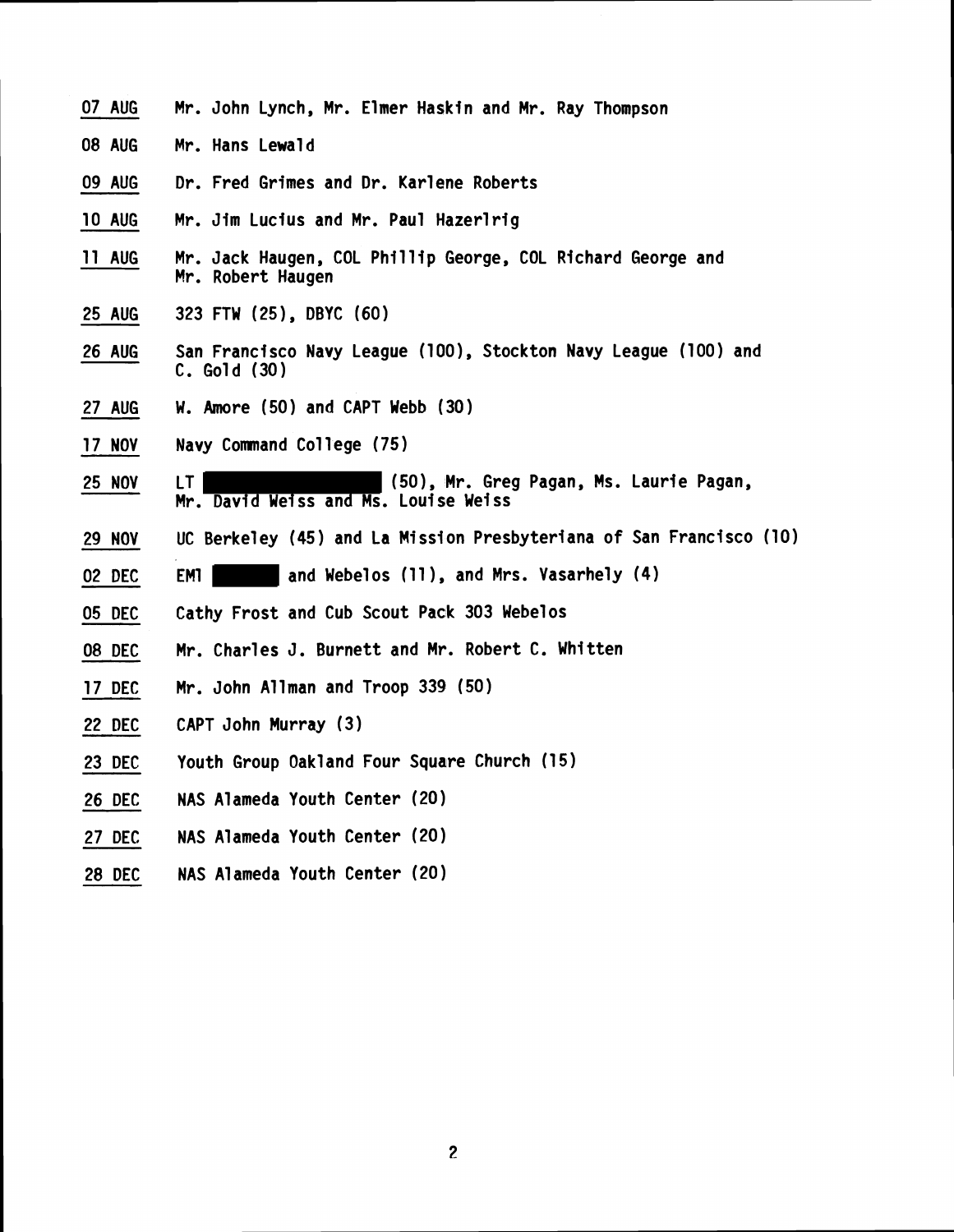07 AUG Mr. John Lynch, Mr. Elmer Haskin and Mr. Ray Thompson

08 AUG Mr. Hans Lewald

09 AUG Dr. Fred Grimes and Dr. Karlene Roberts

10 AUG Mr. Jim Lucius and Mr. Paul Hazerlrig

11 AUG Mr. Jack Haugen, COL Phillip George, COL Richard George and Mr. Robert Haugen

25 AUG 323 FTW (25), DBYC (60)

26 AUG San Francisco Navy League (100), Stockton Navy League (100) and C. Gold (30)

27 AUG W. Amore (50) and CAPT Webb (30)

17 NOV Navy Command College (75)

25 NOV LT ██████ (50), Mr. Greg Pagan, Ms. Laurie Pagan, Mr. David Weiss and Ms. Louise Weiss

29 NOV UC Berkeley (45) and La Mission Presbyteriana of San Francisco (10)

02 DEC EM1 ██████ and Webelos (11), and Mrs. Vasarhely (4)

05 DEC Cathy Frost and Cub Scout Pack 303 Webelos

08 DEC Mr. Charles J. Burnett and Mr. Robert C. Whitten

17 DEC Mr. John Allman and Troop 339 (50)

22 DEC CAPT John Murray (3)

23 DEC Youth Group Oakland Four Square Church (15)

26 DEC NAS Alameda Youth Center (20)

27 DEC NAS Alameda Youth Center (20)

28 DEC NAS Alameda Youth Center (20)